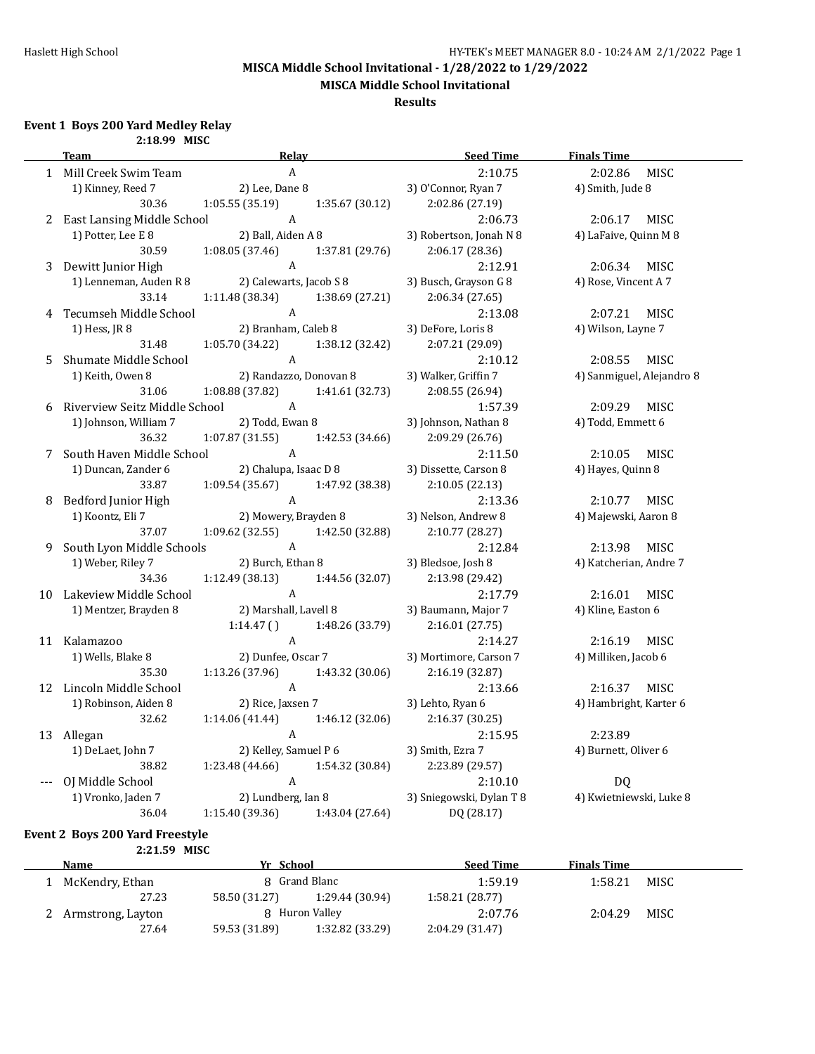# MISCA Middle School Invitational - 1/28/2022 to 1/29/2022

## MISCA Middle School Invitational

### Results

**Event 1 Boys 200 Yard Medley Relay**

2:18.99 MISC

| | Team | Relay | | Seed Time | Finals Time |
|---|---|---|---|---|---|
| 1 | Mill Creek Swim Team | A | | 2:10.75 | 2:02.86 MISC |
| | 1) Kinney, Reed 7 | 2) Lee, Dane 8 | | 3) O'Connor, Ryan 7 | 4) Smith, Jude 8 |
| | 30.36 | 1:05.55 (35.19) | 1:35.67 (30.12) | 2:02.86 (27.19) | |
| 2 | East Lansing Middle School | A | | 2:06.73 | 2:06.17 MISC |
| | 1) Potter, Lee E 8 | 2) Ball, Aiden A 8 | | 3) Robertson, Jonah N 8 | 4) LaFaive, Quinn M 8 |
| | 30.59 | 1:08.05 (37.46) | 1:37.81 (29.76) | 2:06.17 (28.36) | |
| 3 | Dewitt Junior High | A | | 2:12.91 | 2:06.34 MISC |
| | 1) Lenneman, Auden R 8 | 2) Calewarts, Jacob S 8 | | 3) Busch, Grayson G 8 | 4) Rose, Vincent A 7 |
| | 33.14 | 1:11.48 (38.34) | 1:38.69 (27.21) | 2:06.34 (27.65) | |
| 4 | Tecumseh Middle School | A | | 2:13.08 | 2:07.21 MISC |
| | 1) Hess, JR 8 | 2) Branham, Caleb 8 | | 3) DeFore, Loris 8 | 4) Wilson, Layne 7 |
| | 31.48 | 1:05.70 (34.22) | 1:38.12 (32.42) | 2:07.21 (29.09) | |
| 5 | Shumate Middle School | A | | 2:10.12 | 2:08.55 MISC |
| | 1) Keith, Owen 8 | 2) Randazzo, Donovan 8 | | 3) Walker, Griffin 7 | 4) Sanmiguel, Alejandro 8 |
| | 31.06 | 1:08.88 (37.82) | 1:41.61 (32.73) | 2:08.55 (26.94) | |
| 6 | Riverview Seitz Middle School | A | | 1:57.39 | 2:09.29 MISC |
| | 1) Johnson, William 7 | 2) Todd, Ewan 8 | | 3) Johnson, Nathan 8 | 4) Todd, Emmett 6 |
| | 36.32 | 1:07.87 (31.55) | 1:42.53 (34.66) | 2:09.29 (26.76) | |
| 7 | South Haven Middle School | A | | 2:11.50 | 2:10.05 MISC |
| | 1) Duncan, Zander 6 | 2) Chalupa, Isaac D 8 | | 3) Dissette, Carson 8 | 4) Hayes, Quinn 8 |
| | 33.87 | 1:09.54 (35.67) | 1:47.92 (38.38) | 2:10.05 (22.13) | |
| 8 | Bedford Junior High | A | | 2:13.36 | 2:10.77 MISC |
| | 1) Koontz, Eli 7 | 2) Mowery, Brayden 8 | | 3) Nelson, Andrew 8 | 4) Majewski, Aaron 8 |
| | 37.07 | 1:09.62 (32.55) | 1:42.50 (32.88) | 2:10.77 (28.27) | |
| 9 | South Lyon Middle Schools | A | | 2:12.84 | 2:13.98 MISC |
| | 1) Weber, Riley 7 | 2) Burch, Ethan 8 | | 3) Bledsoe, Josh 8 | 4) Katcherian, Andre 7 |
| | 34.36 | 1:12.49 (38.13) | 1:44.56 (32.07) | 2:13.98 (29.42) | |
| 10 | Lakeview Middle School | A | | 2:17.79 | 2:16.01 MISC |
| | 1) Mentzer, Brayden 8 | 2) Marshall, Lavell 8 | | 3) Baumann, Major 7 | 4) Kline, Easton 6 |
| | | 1:14.47 ( ) | 1:48.26 (33.79) | 2:16.01 (27.75) | |
| 11 | Kalamazoo | A | | 2:14.27 | 2:16.19 MISC |
| | 1) Wells, Blake 8 | 2) Dunfee, Oscar 7 | | 3) Mortimore, Carson 7 | 4) Milliken, Jacob 6 |
| | 35.30 | 1:13.26 (37.96) | 1:43.32 (30.06) | 2:16.19 (32.87) | |
| 12 | Lincoln Middle School | A | | 2:13.66 | 2:16.37 MISC |
| | 1) Robinson, Aiden 8 | 2) Rice, Jaxsen 7 | | 3) Lehto, Ryan 6 | 4) Hambright, Karter 6 |
| | 32.62 | 1:14.06 (41.44) | 1:46.12 (32.06) | 2:16.37 (30.25) | |
| 13 | Allegan | A | | 2:15.95 | 2:23.89 |
| | 1) DeLaet, John 7 | 2) Kelley, Samuel P 6 | | 3) Smith, Ezra 7 | 4) Burnett, Oliver 6 |
| | 38.82 | 1:23.48 (44.66) | 1:54.32 (30.84) | 2:23.89 (29.57) | |
| --- | OJ Middle School | A | | 2:10.10 | DQ |
| | 1) Vronko, Jaden 7 | 2) Lundberg, Ian 8 | | 3) Sniegowski, Dylan T 8 | 4) Kwietniewski, Luke 8 |
| | 36.04 | 1:15.40 (39.36) | 1:43.04 (27.64) | DQ (28.17) | |

**Event 2 Boys 200 Yard Freestyle**

2:21.59 MISC

| | Name | Yr | School | Seed Time | Finals Time |
|---|---|---|---|---|---|
| 1 | McKendry, Ethan | 8 | Grand Blanc | 1:59.19 | 1:58.21 MISC |
| | 27.23 | 58.50 (31.27) | 1:29.44 (30.94) | 1:58.21 (28.77) | |
| 2 | Armstrong, Layton | 8 | Huron Valley | 2:07.76 | 2:04.29 MISC |
| | 27.64 | 59.53 (31.89) | 1:32.82 (33.29) | 2:04.29 (31.47) | |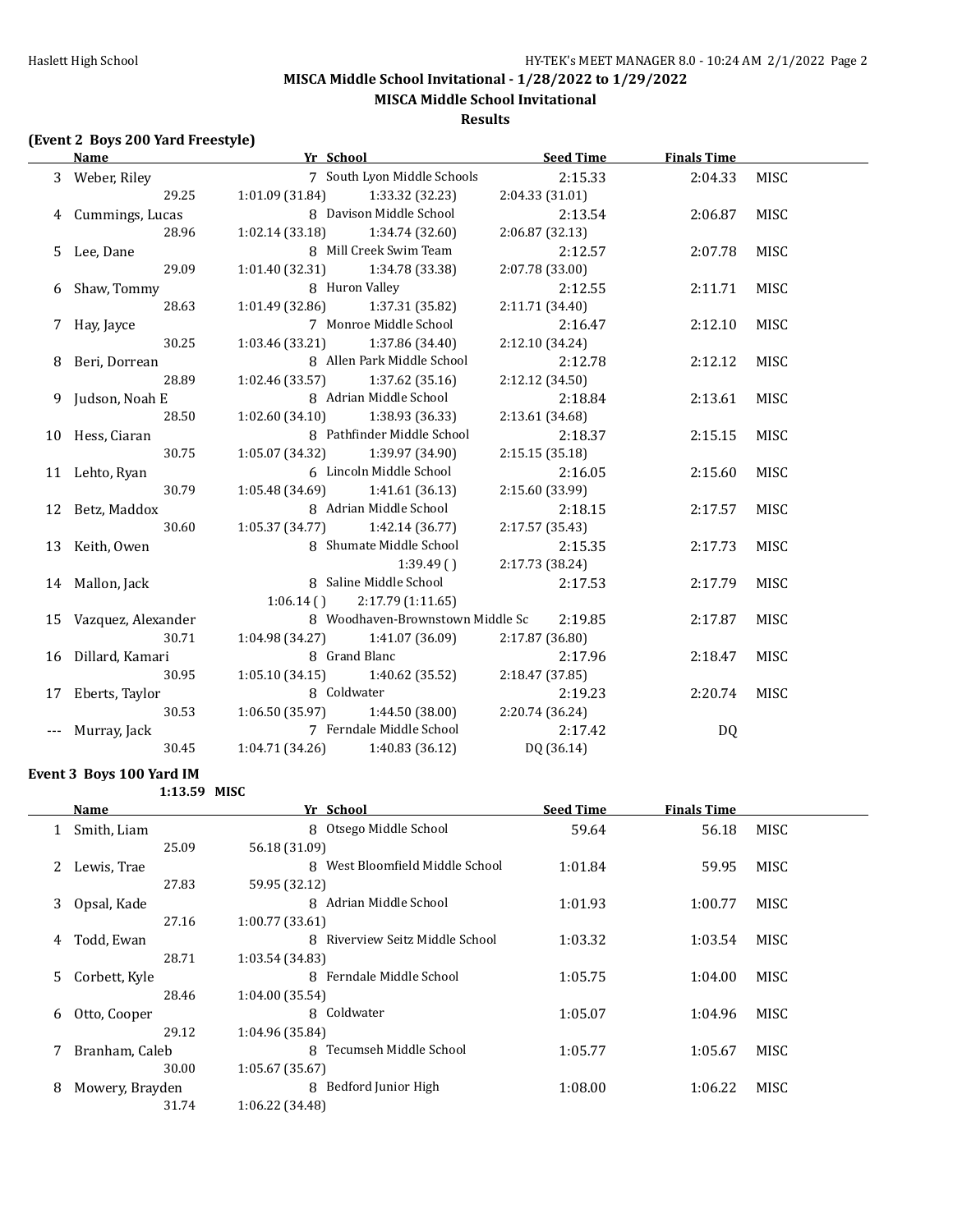MISCA Middle School Invitational - 1/28/2022 to 1/29/2022

MISCA Middle School Invitational

Results

### (Event 2 Boys 200 Yard Freestyle)

| | Name | Yr | School | Seed Time | Finals Time | |
|---|---|---|---|---|---|---|
| 3 | Weber, Riley | 7 | South Lyon Middle Schools | 2:15.33 | 2:04.33 | MISC |
| | 29.25 | 1:01.09 (31.84) | 1:33.32 (32.23) | 2:04.33 (31.01) | | |
| 4 | Cummings, Lucas | 8 | Davison Middle School | 2:13.54 | 2:06.87 | MISC |
| | 28.96 | 1:02.14 (33.18) | 1:34.74 (32.60) | 2:06.87 (32.13) | | |
| 5 | Lee, Dane | 8 | Mill Creek Swim Team | 2:12.57 | 2:07.78 | MISC |
| | 29.09 | 1:01.40 (32.31) | 1:34.78 (33.38) | 2:07.78 (33.00) | | |
| 6 | Shaw, Tommy | 8 | Huron Valley | 2:12.55 | 2:11.71 | MISC |
| | 28.63 | 1:01.49 (32.86) | 1:37.31 (35.82) | 2:11.71 (34.40) | | |
| 7 | Hay, Jayce | 7 | Monroe Middle School | 2:16.47 | 2:12.10 | MISC |
| | 30.25 | 1:03.46 (33.21) | 1:37.86 (34.40) | 2:12.10 (34.24) | | |
| 8 | Beri, Dorrean | 8 | Allen Park Middle School | 2:12.78 | 2:12.12 | MISC |
| | 28.89 | 1:02.46 (33.57) | 1:37.62 (35.16) | 2:12.12 (34.50) | | |
| 9 | Judson, Noah E | 8 | Adrian Middle School | 2:18.84 | 2:13.61 | MISC |
| | 28.50 | 1:02.60 (34.10) | 1:38.93 (36.33) | 2:13.61 (34.68) | | |
| 10 | Hess, Ciaran | 8 | Pathfinder Middle School | 2:18.37 | 2:15.15 | MISC |
| | 30.75 | 1:05.07 (34.32) | 1:39.97 (34.90) | 2:15.15 (35.18) | | |
| 11 | Lehto, Ryan | 6 | Lincoln Middle School | 2:16.05 | 2:15.60 | MISC |
| | 30.79 | 1:05.48 (34.69) | 1:41.61 (36.13) | 2:15.60 (33.99) | | |
| 12 | Betz, Maddox | 8 | Adrian Middle School | 2:18.15 | 2:17.57 | MISC |
| | 30.60 | 1:05.37 (34.77) | 1:42.14 (36.77) | 2:17.57 (35.43) | | |
| 13 | Keith, Owen | 8 | Shumate Middle School | 2:15.35 | 2:17.73 | MISC |
| | | | 1:39.49 ( ) | 2:17.73 (38.24) | | |
| 14 | Mallon, Jack | 8 | Saline Middle School | 2:17.53 | 2:17.79 | MISC |
| | | 1:06.14 ( ) | 2:17.79 (1:11.65) | | | |
| 15 | Vazquez, Alexander | 8 | Woodhaven-Brownstown Middle Sc | 2:19.85 | 2:17.87 | MISC |
| | 30.71 | 1:04.98 (34.27) | 1:41.07 (36.09) | 2:17.87 (36.80) | | |
| 16 | Dillard, Kamari | 8 | Grand Blanc | 2:17.96 | 2:18.47 | MISC |
| | 30.95 | 1:05.10 (34.15) | 1:40.62 (35.52) | 2:18.47 (37.85) | | |
| 17 | Eberts, Taylor | 8 | Coldwater | 2:19.23 | 2:20.74 | MISC |
| | 30.53 | 1:06.50 (35.97) | 1:44.50 (38.00) | 2:20.74 (36.24) | | |
| --- | Murray, Jack | 7 | Ferndale Middle School | 2:17.42 | DQ | |
| | 30.45 | 1:04.71 (34.26) | 1:40.83 (36.12) | DQ (36.14) | | |

### Event 3 Boys 100 Yard IM

1:13.59 MISC

| | Name | Yr | School | Seed Time | Finals Time | |
|---|---|---|---|---|---|---|
| 1 | Smith, Liam | 8 | Otsego Middle School | 59.64 | 56.18 | MISC |
| | 25.09 | 56.18 (31.09) | | | | |
| 2 | Lewis, Trae | 8 | West Bloomfield Middle School | 1:01.84 | 59.95 | MISC |
| | 27.83 | 59.95 (32.12) | | | | |
| 3 | Opsal, Kade | 8 | Adrian Middle School | 1:01.93 | 1:00.77 | MISC |
| | 27.16 | 1:00.77 (33.61) | | | | |
| 4 | Todd, Ewan | 8 | Riverview Seitz Middle School | 1:03.32 | 1:03.54 | MISC |
| | 28.71 | 1:03.54 (34.83) | | | | |
| 5 | Corbett, Kyle | 8 | Ferndale Middle School | 1:05.75 | 1:04.00 | MISC |
| | 28.46 | 1:04.00 (35.54) | | | | |
| 6 | Otto, Cooper | 8 | Coldwater | 1:05.07 | 1:04.96 | MISC |
| | 29.12 | 1:04.96 (35.84) | | | | |
| 7 | Branham, Caleb | 8 | Tecumseh Middle School | 1:05.77 | 1:05.67 | MISC |
| | 30.00 | 1:05.67 (35.67) | | | | |
| 8 | Mowery, Brayden | 8 | Bedford Junior High | 1:08.00 | 1:06.22 | MISC |
| | 31.74 | 1:06.22 (34.48) | | | | |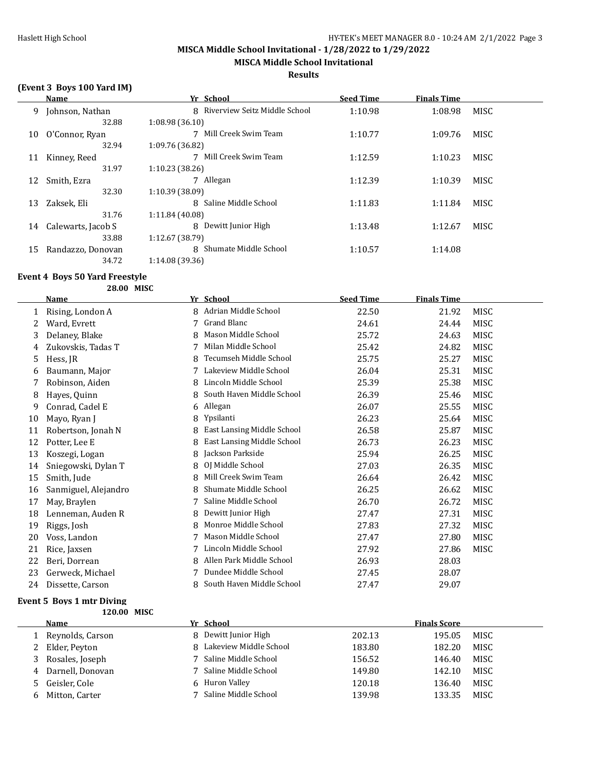## MISCA Middle School Invitational - 1/28/2022 to 1/29/2022

### MISCA Middle School Invitational

### Results

**(Event 3 Boys 100 Yard IM)**

| | Name | Yr | School | Seed Time | Finals Time | |
|---|---|---|---|---|---|---|
| 9 | Johnson, Nathan | 8 | Riverview Seitz Middle School | 1:10.98 | 1:08.98 | MISC |
| | 32.88 | 1:08.98 (36.10) | | | | |
| 10 | O'Connor, Ryan | 7 | Mill Creek Swim Team | 1:10.77 | 1:09.76 | MISC |
| | 32.94 | 1:09.76 (36.82) | | | | |
| 11 | Kinney, Reed | 7 | Mill Creek Swim Team | 1:12.59 | 1:10.23 | MISC |
| | 31.97 | 1:10.23 (38.26) | | | | |
| 12 | Smith, Ezra | 7 | Allegan | 1:12.39 | 1:10.39 | MISC |
| | 32.30 | 1:10.39 (38.09) | | | | |
| 13 | Zaksek, Eli | 8 | Saline Middle School | 1:11.83 | 1:11.84 | MISC |
| | 31.76 | 1:11.84 (40.08) | | | | |
| 14 | Calewarts, Jacob S | 8 | Dewitt Junior High | 1:13.48 | 1:12.67 | MISC |
| | 33.88 | 1:12.67 (38.79) | | | | |
| 15 | Randazzo, Donovan | 8 | Shumate Middle School | 1:10.57 | 1:14.08 | |
| | 34.72 | 1:14.08 (39.36) | | | | |

**Event 4 Boys 50 Yard Freestyle**

28.00 MISC

| | Name | Yr | School | Seed Time | Finals Time | |
|---|---|---|---|---|---|---|
| 1 | Rising, London A | 8 | Adrian Middle School | 22.50 | 21.92 | MISC |
| 2 | Ward, Evrett | 7 | Grand Blanc | 24.61 | 24.44 | MISC |
| 3 | Delaney, Blake | 8 | Mason Middle School | 25.72 | 24.63 | MISC |
| 4 | Zukovskis, Tadas T | 7 | Milan Middle School | 25.42 | 24.82 | MISC |
| 5 | Hess, JR | 8 | Tecumseh Middle School | 25.75 | 25.27 | MISC |
| 6 | Baumann, Major | 7 | Lakeview Middle School | 26.04 | 25.31 | MISC |
| 7 | Robinson, Aiden | 8 | Lincoln Middle School | 25.39 | 25.38 | MISC |
| 8 | Hayes, Quinn | 8 | South Haven Middle School | 26.39 | 25.46 | MISC |
| 9 | Conrad, Cadel E | 6 | Allegan | 26.07 | 25.55 | MISC |
| 10 | Mayo, Ryan J | 8 | Ypsilanti | 26.23 | 25.64 | MISC |
| 11 | Robertson, Jonah N | 8 | East Lansing Middle School | 26.58 | 25.87 | MISC |
| 12 | Potter, Lee E | 8 | East Lansing Middle School | 26.73 | 26.23 | MISC |
| 13 | Koszegi, Logan | 8 | Jackson Parkside | 25.94 | 26.25 | MISC |
| 14 | Sniegowski, Dylan T | 8 | OJ Middle School | 27.03 | 26.35 | MISC |
| 15 | Smith, Jude | 8 | Mill Creek Swim Team | 26.64 | 26.42 | MISC |
| 16 | Sanmiguel, Alejandro | 8 | Shumate Middle School | 26.25 | 26.62 | MISC |
| 17 | May, Braylen | 7 | Saline Middle School | 26.70 | 26.72 | MISC |
| 18 | Lenneman, Auden R | 8 | Dewitt Junior High | 27.47 | 27.31 | MISC |
| 19 | Riggs, Josh | 8 | Monroe Middle School | 27.83 | 27.32 | MISC |
| 20 | Voss, Landon | 7 | Mason Middle School | 27.47 | 27.80 | MISC |
| 21 | Rice, Jaxsen | 7 | Lincoln Middle School | 27.92 | 27.86 | MISC |
| 22 | Beri, Dorrean | 8 | Allen Park Middle School | 26.93 | 28.03 | |
| 23 | Gerweck, Michael | 7 | Dundee Middle School | 27.45 | 28.07 | |
| 24 | Dissette, Carson | 8 | South Haven Middle School | 27.47 | 29.07 | |

**Event 5 Boys 1 mtr Diving**

120.00 MISC

| | Name | Yr | School | | Finals Score | |
|---|---|---|---|---|---|---|
| 1 | Reynolds, Carson | 8 | Dewitt Junior High | 202.13 | 195.05 | MISC |
| 2 | Elder, Peyton | 8 | Lakeview Middle School | 183.80 | 182.20 | MISC |
| 3 | Rosales, Joseph | 7 | Saline Middle School | 156.52 | 146.40 | MISC |
| 4 | Darnell, Donovan | 7 | Saline Middle School | 149.80 | 142.10 | MISC |
| 5 | Geisler, Cole | 6 | Huron Valley | 120.18 | 136.40 | MISC |
| 6 | Mitton, Carter | 7 | Saline Middle School | 139.98 | 133.35 | MISC |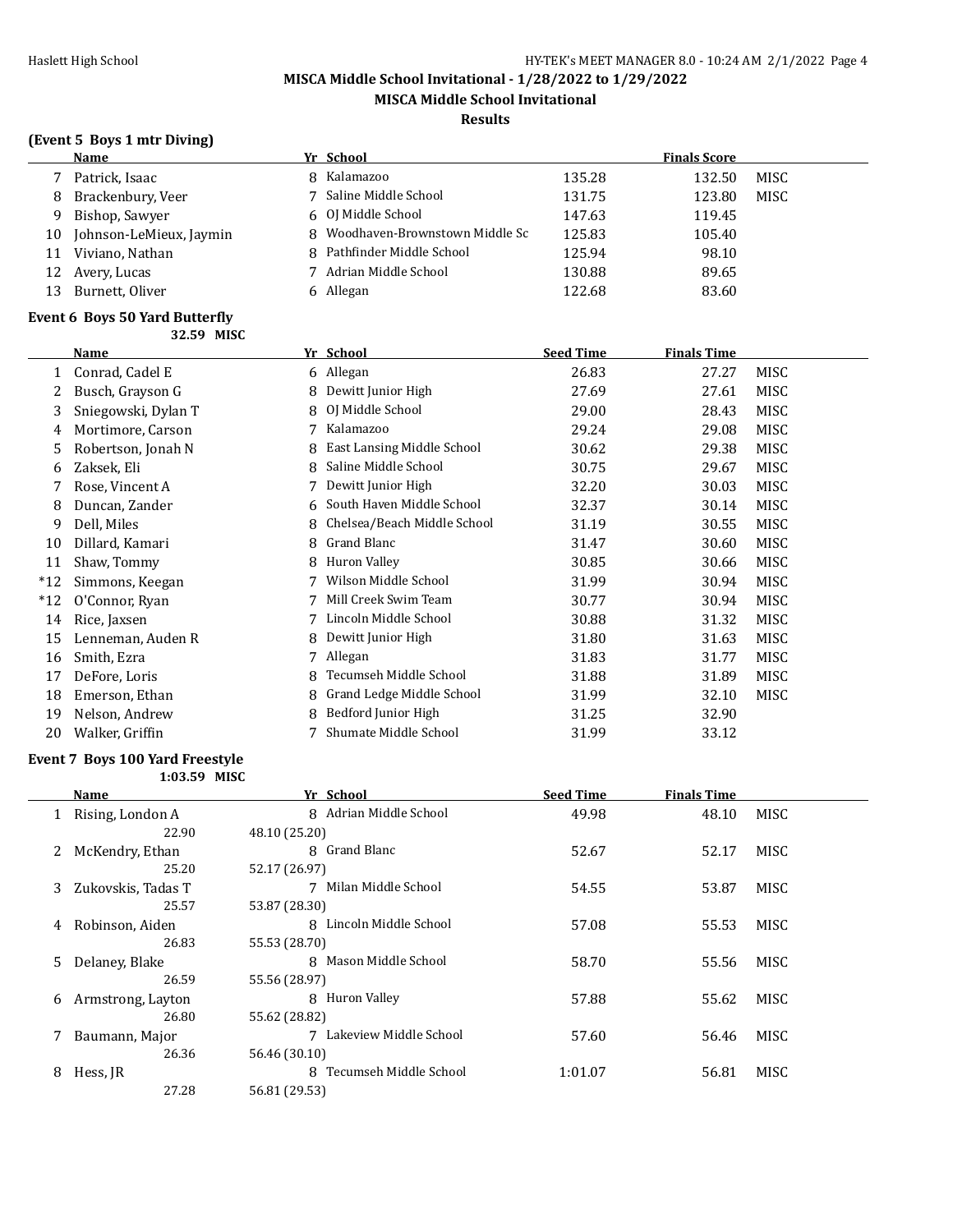# MISCA Middle School Invitational - 1/28/2022 to 1/29/2022

## MISCA Middle School Invitational

### Results

**(Event 5 Boys 1 mtr Diving)**

| | Name | Yr | School | | Finals Score | |
|---|---|---|---|---|---|---|
| 7 | Patrick, Isaac | 8 | Kalamazoo | 135.28 | 132.50 | MISC |
| 8 | Brackenbury, Veer | 7 | Saline Middle School | 131.75 | 123.80 | MISC |
| 9 | Bishop, Sawyer | 6 | OJ Middle School | 147.63 | 119.45 | |
| 10 | Johnson-LeMieux, Jaymin | 8 | Woodhaven-Brownstown Middle Sc | 125.83 | 105.40 | |
| 11 | Viviano, Nathan | 8 | Pathfinder Middle School | 125.94 | 98.10 | |
| 12 | Avery, Lucas | 7 | Adrian Middle School | 130.88 | 89.65 | |
| 13 | Burnett, Oliver | 6 | Allegan | 122.68 | 83.60 | |

**Event 6 Boys 50 Yard Butterfly**

32.59 MISC

| | Name | Yr | School | Seed Time | Finals Time | |
|---|---|---|---|---|---|---|
| 1 | Conrad, Cadel E | 6 | Allegan | 26.83 | 27.27 | MISC |
| 2 | Busch, Grayson G | 8 | Dewitt Junior High | 27.69 | 27.61 | MISC |
| 3 | Sniegowski, Dylan T | 8 | OJ Middle School | 29.00 | 28.43 | MISC |
| 4 | Mortimore, Carson | 7 | Kalamazoo | 29.24 | 29.08 | MISC |
| 5 | Robertson, Jonah N | 8 | East Lansing Middle School | 30.62 | 29.38 | MISC |
| 6 | Zaksek, Eli | 8 | Saline Middle School | 30.75 | 29.67 | MISC |
| 7 | Rose, Vincent A | 7 | Dewitt Junior High | 32.20 | 30.03 | MISC |
| 8 | Duncan, Zander | 6 | South Haven Middle School | 32.37 | 30.14 | MISC |
| 9 | Dell, Miles | 8 | Chelsea/Beach Middle School | 31.19 | 30.55 | MISC |
| 10 | Dillard, Kamari | 8 | Grand Blanc | 31.47 | 30.60 | MISC |
| 11 | Shaw, Tommy | 8 | Huron Valley | 30.85 | 30.66 | MISC |
| *12 | Simmons, Keegan | 7 | Wilson Middle School | 31.99 | 30.94 | MISC |
| *12 | O'Connor, Ryan | 7 | Mill Creek Swim Team | 30.77 | 30.94 | MISC |
| 14 | Rice, Jaxsen | 7 | Lincoln Middle School | 30.88 | 31.32 | MISC |
| 15 | Lenneman, Auden R | 8 | Dewitt Junior High | 31.80 | 31.63 | MISC |
| 16 | Smith, Ezra | 7 | Allegan | 31.83 | 31.77 | MISC |
| 17 | DeFore, Loris | 8 | Tecumseh Middle School | 31.88 | 31.89 | MISC |
| 18 | Emerson, Ethan | 8 | Grand Ledge Middle School | 31.99 | 32.10 | MISC |
| 19 | Nelson, Andrew | 8 | Bedford Junior High | 31.25 | 32.90 | |
| 20 | Walker, Griffin | 7 | Shumate Middle School | 31.99 | 33.12 | |

**Event 7 Boys 100 Yard Freestyle**

1:03.59 MISC

| | Name | Yr | School | Seed Time | Finals Time | |
|---|---|---|---|---|---|---|
| 1 | Rising, London A | 8 | Adrian Middle School | 49.98 | 48.10 | MISC |
| | 22.90 | 48.10 (25.20) | | | | |
| 2 | McKendry, Ethan | 8 | Grand Blanc | 52.67 | 52.17 | MISC |
| | 25.20 | 52.17 (26.97) | | | | |
| 3 | Zukovskis, Tadas T | 7 | Milan Middle School | 54.55 | 53.87 | MISC |
| | 25.57 | 53.87 (28.30) | | | | |
| 4 | Robinson, Aiden | 8 | Lincoln Middle School | 57.08 | 55.53 | MISC |
| | 26.83 | 55.53 (28.70) | | | | |
| 5 | Delaney, Blake | 8 | Mason Middle School | 58.70 | 55.56 | MISC |
| | 26.59 | 55.56 (28.97) | | | | |
| 6 | Armstrong, Layton | 8 | Huron Valley | 57.88 | 55.62 | MISC |
| | 26.80 | 55.62 (28.82) | | | | |
| 7 | Baumann, Major | 7 | Lakeview Middle School | 57.60 | 56.46 | MISC |
| | 26.36 | 56.46 (30.10) | | | | |
| 8 | Hess, JR | 8 | Tecumseh Middle School | 1:01.07 | 56.81 | MISC |
| | 27.28 | 56.81 (29.53) | | | | |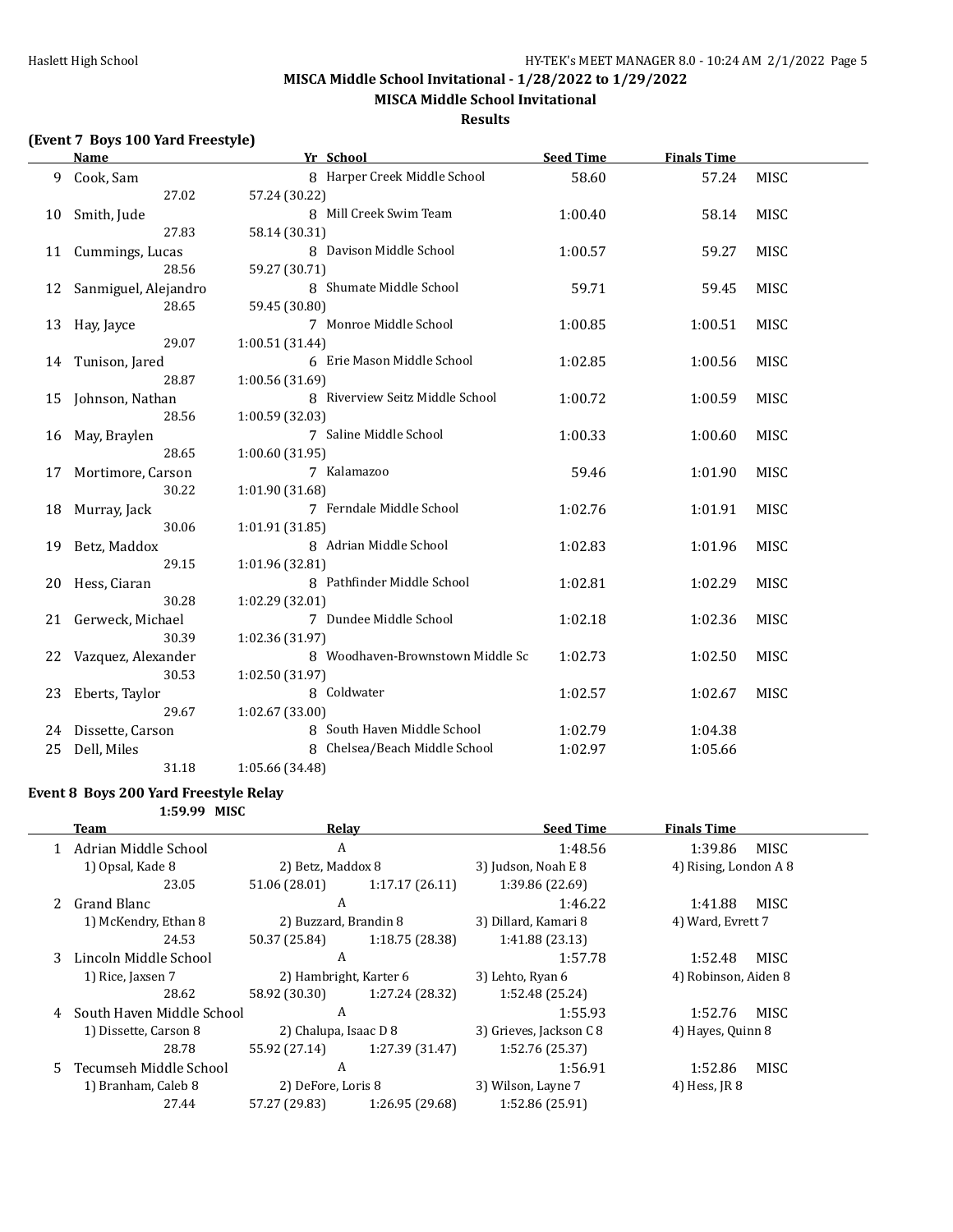## MISCA Middle School Invitational - 1/28/2022 to 1/29/2022

### MISCA Middle School Invitational

### Results

**(Event 7 Boys 100 Yard Freestyle)**

| | Name | Yr | School | Seed Time | Finals Time | |
|---|---|---|---|---|---|---|
| 9 | Cook, Sam | 8 | Harper Creek Middle School | 58.60 | 57.24 | MISC |
| | 27.02 | 57.24 (30.22) | | | | |
| 10 | Smith, Jude | 8 | Mill Creek Swim Team | 1:00.40 | 58.14 | MISC |
| | 27.83 | 58.14 (30.31) | | | | |
| 11 | Cummings, Lucas | 8 | Davison Middle School | 1:00.57 | 59.27 | MISC |
| | 28.56 | 59.27 (30.71) | | | | |
| 12 | Sanmiguel, Alejandro | 8 | Shumate Middle School | 59.71 | 59.45 | MISC |
| | 28.65 | 59.45 (30.80) | | | | |
| 13 | Hay, Jayce | 7 | Monroe Middle School | 1:00.85 | 1:00.51 | MISC |
| | 29.07 | 1:00.51 (31.44) | | | | |
| 14 | Tunison, Jared | 6 | Erie Mason Middle School | 1:02.85 | 1:00.56 | MISC |
| | 28.87 | 1:00.56 (31.69) | | | | |
| 15 | Johnson, Nathan | 8 | Riverview Seitz Middle School | 1:00.72 | 1:00.59 | MISC |
| | 28.56 | 1:00.59 (32.03) | | | | |
| 16 | May, Braylen | 7 | Saline Middle School | 1:00.33 | 1:00.60 | MISC |
| | 28.65 | 1:00.60 (31.95) | | | | |
| 17 | Mortimore, Carson | 7 | Kalamazoo | 59.46 | 1:01.90 | MISC |
| | 30.22 | 1:01.90 (31.68) | | | | |
| 18 | Murray, Jack | 7 | Ferndale Middle School | 1:02.76 | 1:01.91 | MISC |
| | 30.06 | 1:01.91 (31.85) | | | | |
| 19 | Betz, Maddox | 8 | Adrian Middle School | 1:02.83 | 1:01.96 | MISC |
| | 29.15 | 1:01.96 (32.81) | | | | |
| 20 | Hess, Ciaran | 8 | Pathfinder Middle School | 1:02.81 | 1:02.29 | MISC |
| | 30.28 | 1:02.29 (32.01) | | | | |
| 21 | Gerweck, Michael | 7 | Dundee Middle School | 1:02.18 | 1:02.36 | MISC |
| | 30.39 | 1:02.36 (31.97) | | | | |
| 22 | Vazquez, Alexander | 8 | Woodhaven-Brownstown Middle Sc | 1:02.73 | 1:02.50 | MISC |
| | 30.53 | 1:02.50 (31.97) | | | | |
| 23 | Eberts, Taylor | 8 | Coldwater | 1:02.57 | 1:02.67 | MISC |
| | 29.67 | 1:02.67 (33.00) | | | | |
| 24 | Dissette, Carson | 8 | South Haven Middle School | 1:02.79 | 1:04.38 | |
| 25 | Dell, Miles | 8 | Chelsea/Beach Middle School | 1:02.97 | 1:05.66 | |
| | 31.18 | 1:05.66 (34.48) | | | | |

**Event 8 Boys 200 Yard Freestyle Relay**

1:59.99 MISC

| | Team | Relay | | Seed Time | Finals Time | |
|---|---|---|---|---|---|---|
| 1 | Adrian Middle School | A | | 1:48.56 | 1:39.86 | MISC |
| | 1) Opsal, Kade 8 | 2) Betz, Maddox 8 | | 3) Judson, Noah E 8 | 4) Rising, London A 8 | |
| | 23.05 | 51.06 (28.01) | 1:17.17 (26.11) | 1:39.86 (22.69) | | |
| 2 | Grand Blanc | A | | 1:46.22 | 1:41.88 | MISC |
| | 1) McKendry, Ethan 8 | 2) Buzzard, Brandin 8 | | 3) Dillard, Kamari 8 | 4) Ward, Evrett 7 | |
| | 24.53 | 50.37 (25.84) | 1:18.75 (28.38) | 1:41.88 (23.13) | | |
| 3 | Lincoln Middle School | A | | 1:57.78 | 1:52.48 | MISC |
| | 1) Rice, Jaxsen 7 | 2) Hambright, Karter 6 | | 3) Lehto, Ryan 6 | 4) Robinson, Aiden 8 | |
| | 28.62 | 58.92 (30.30) | 1:27.24 (28.32) | 1:52.48 (25.24) | | |
| 4 | South Haven Middle School | A | | 1:55.93 | 1:52.76 | MISC |
| | 1) Dissette, Carson 8 | 2) Chalupa, Isaac D 8 | | 3) Grieves, Jackson C 8 | 4) Hayes, Quinn 8 | |
| | 28.78 | 55.92 (27.14) | 1:27.39 (31.47) | 1:52.76 (25.37) | | |
| 5 | Tecumseh Middle School | A | | 1:56.91 | 1:52.86 | MISC |
| | 1) Branham, Caleb 8 | 2) DeFore, Loris 8 | | 3) Wilson, Layne 7 | 4) Hess, JR 8 | |
| | 27.44 | 57.27 (29.83) | 1:26.95 (29.68) | 1:52.86 (25.91) | | |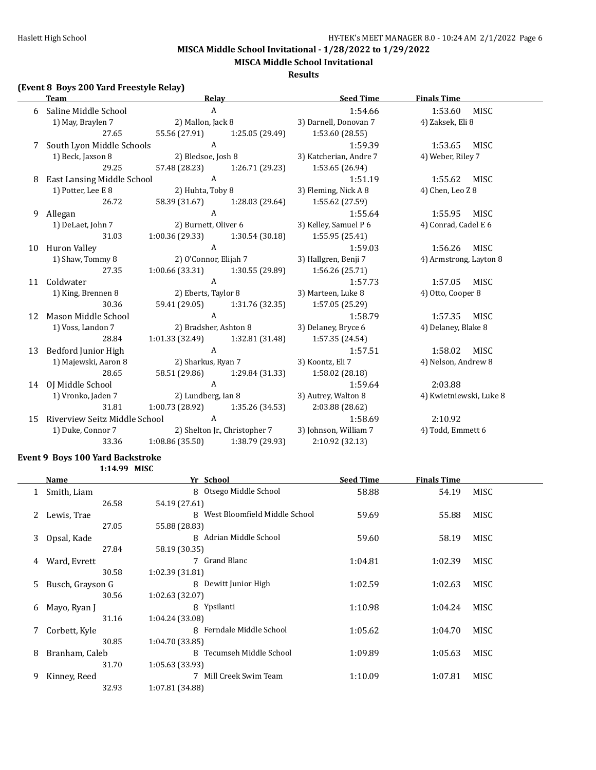MISCA Middle School Invitational - 1/28/2022 to 1/29/2022

MISCA Middle School Invitational

Results

### (Event 8 Boys 200 Yard Freestyle Relay)

| | Team | Relay | | Seed Time | Finals Time | |
|---|---|---|---|---|---|---|
| 6 | Saline Middle School | A | | 1:54.66 | 1:53.60 | MISC |
| | 1) May, Braylen 7 | 2) Mallon, Jack 8 | | 3) Darnell, Donovan 7 | 4) Zaksek, Eli 8 | |
| | 27.65 | 55.56 (27.91) | 1:25.05 (29.49) | 1:53.60 (28.55) | | |
| 7 | South Lyon Middle Schools | A | | 1:59.39 | 1:53.65 | MISC |
| | 1) Beck, Jaxson 8 | 2) Bledsoe, Josh 8 | | 3) Katcherian, Andre 7 | 4) Weber, Riley 7 | |
| | 29.25 | 57.48 (28.23) | 1:26.71 (29.23) | 1:53.65 (26.94) | | |
| 8 | East Lansing Middle School | A | | 1:51.19 | 1:55.62 | MISC |
| | 1) Potter, Lee E 8 | 2) Huhta, Toby 8 | | 3) Fleming, Nick A 8 | 4) Chen, Leo Z 8 | |
| | 26.72 | 58.39 (31.67) | 1:28.03 (29.64) | 1:55.62 (27.59) | | |
| 9 | Allegan | A | | 1:55.64 | 1:55.95 | MISC |
| | 1) DeLaet, John 7 | 2) Burnett, Oliver 6 | | 3) Kelley, Samuel P 6 | 4) Conrad, Cadel E 6 | |
| | 31.03 | 1:00.36 (29.33) | 1:30.54 (30.18) | 1:55.95 (25.41) | | |
| 10 | Huron Valley | A | | 1:59.03 | 1:56.26 | MISC |
| | 1) Shaw, Tommy 8 | 2) O'Connor, Elijah 7 | | 3) Hallgren, Benji 7 | 4) Armstrong, Layton 8 | |
| | 27.35 | 1:00.66 (33.31) | 1:30.55 (29.89) | 1:56.26 (25.71) | | |
| 11 | Coldwater | A | | 1:57.73 | 1:57.05 | MISC |
| | 1) King, Brennen 8 | 2) Eberts, Taylor 8 | | 3) Marteen, Luke 8 | 4) Otto, Cooper 8 | |
| | 30.36 | 59.41 (29.05) | 1:31.76 (32.35) | 1:57.05 (25.29) | | |
| 12 | Mason Middle School | A | | 1:58.79 | 1:57.35 | MISC |
| | 1) Voss, Landon 7 | 2) Bradsher, Ashton 8 | | 3) Delaney, Bryce 6 | 4) Delaney, Blake 8 | |
| | 28.84 | 1:01.33 (32.49) | 1:32.81 (31.48) | 1:57.35 (24.54) | | |
| 13 | Bedford Junior High | A | | 1:57.51 | 1:58.02 | MISC |
| | 1) Majewski, Aaron 8 | 2) Sharkus, Ryan 7 | | 3) Koontz, Eli 7 | 4) Nelson, Andrew 8 | |
| | 28.65 | 58.51 (29.86) | 1:29.84 (31.33) | 1:58.02 (28.18) | | |
| 14 | OJ Middle School | A | | 1:59.64 | 2:03.88 | |
| | 1) Vronko, Jaden 7 | 2) Lundberg, Ian 8 | | 3) Autrey, Walton 8 | 4) Kwietniewski, Luke 8 | |
| | 31.81 | 1:00.73 (28.92) | 1:35.26 (34.53) | 2:03.88 (28.62) | | |
| 15 | Riverview Seitz Middle School | A | | 1:58.69 | 2:10.92 | |
| | 1) Duke, Connor 7 | 2) Shelton Jr., Christopher 7 | | 3) Johnson, William 7 | 4) Todd, Emmett 6 | |
| | 33.36 | 1:08.86 (35.50) | 1:38.79 (29.93) | 2:10.92 (32.13) | | |

### Event 9 Boys 100 Yard Backstroke

1:14.99 MISC

| | Name | Yr | School | Seed Time | Finals Time | |
|---|---|---|---|---|---|---|
| 1 | Smith, Liam | 8 | Otsego Middle School | 58.88 | 54.19 | MISC |
| | 26.58 | 54.19 (27.61) | | | | |
| 2 | Lewis, Trae | 8 | West Bloomfield Middle School | 59.69 | 55.88 | MISC |
| | 27.05 | 55.88 (28.83) | | | | |
| 3 | Opsal, Kade | 8 | Adrian Middle School | 59.60 | 58.19 | MISC |
| | 27.84 | 58.19 (30.35) | | | | |
| 4 | Ward, Evrett | 7 | Grand Blanc | 1:04.81 | 1:02.39 | MISC |
| | 30.58 | 1:02.39 (31.81) | | | | |
| 5 | Busch, Grayson G | 8 | Dewitt Junior High | 1:02.59 | 1:02.63 | MISC |
| | 30.56 | 1:02.63 (32.07) | | | | |
| 6 | Mayo, Ryan J | 8 | Ypsilanti | 1:10.98 | 1:04.24 | MISC |
| | 31.16 | 1:04.24 (33.08) | | | | |
| 7 | Corbett, Kyle | 8 | Ferndale Middle School | 1:05.62 | 1:04.70 | MISC |
| | 30.85 | 1:04.70 (33.85) | | | | |
| 8 | Branham, Caleb | 8 | Tecumseh Middle School | 1:09.89 | 1:05.63 | MISC |
| | 31.70 | 1:05.63 (33.93) | | | | |
| 9 | Kinney, Reed | 7 | Mill Creek Swim Team | 1:10.09 | 1:07.81 | MISC |
| | 32.93 | 1:07.81 (34.88) | | | | |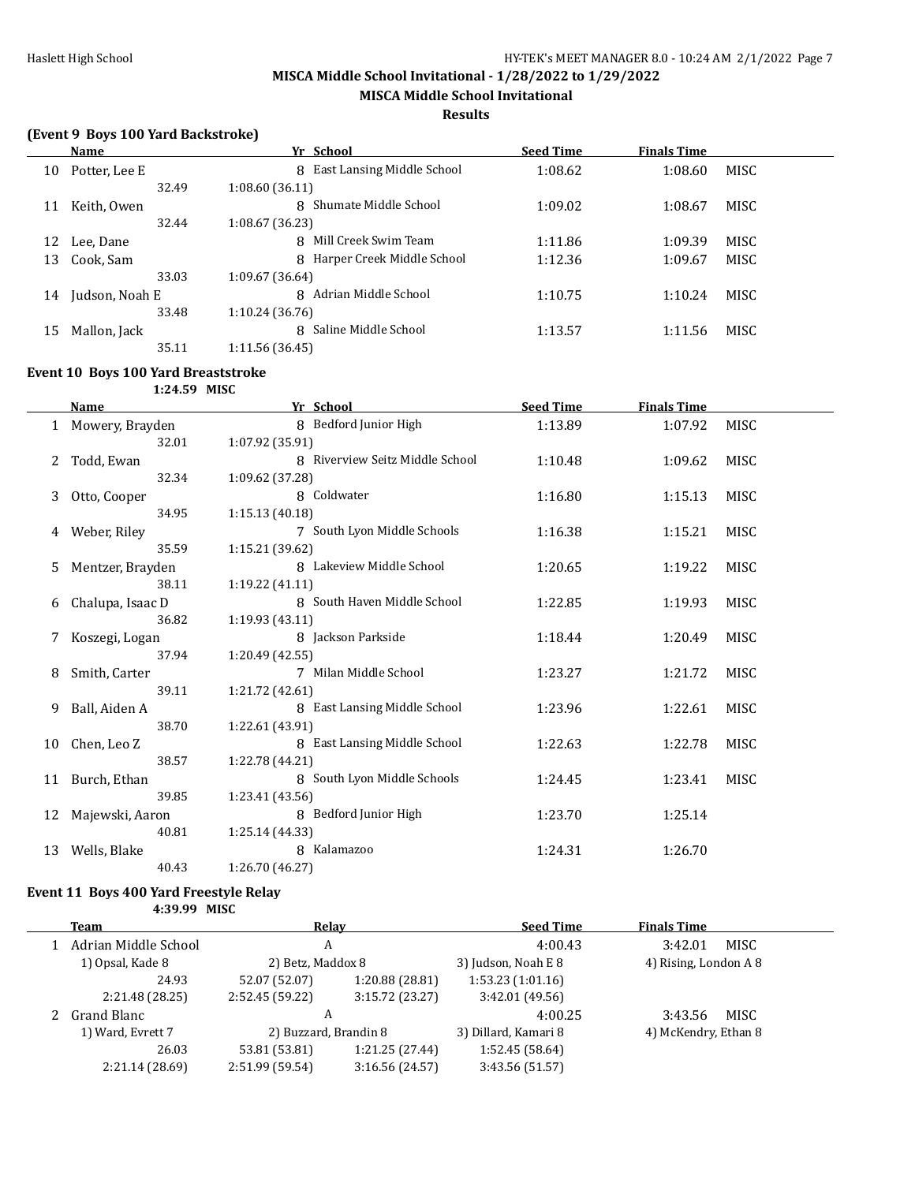## MISCA Middle School Invitational - 1/28/2022 to 1/29/2022

## MISCA Middle School Invitational

### Results

**(Event 9 Boys 100 Yard Backstroke)**

| | Name | Yr | School | Seed Time | Finals Time | |
|---|---|---|---|---|---|---|
| 10 | Potter, Lee E | 8 | East Lansing Middle School | 1:08.62 | 1:08.60 | MISC |
| | 32.49 | 1:08.60 (36.11) | | | | |
| 11 | Keith, Owen | 8 | Shumate Middle School | 1:09.02 | 1:08.67 | MISC |
| | 32.44 | 1:08.67 (36.23) | | | | |
| 12 | Lee, Dane | 8 | Mill Creek Swim Team | 1:11.86 | 1:09.39 | MISC |
| 13 | Cook, Sam | 8 | Harper Creek Middle School | 1:12.36 | 1:09.67 | MISC |
| | 33.03 | 1:09.67 (36.64) | | | | |
| 14 | Judson, Noah E | 8 | Adrian Middle School | 1:10.75 | 1:10.24 | MISC |
| | 33.48 | 1:10.24 (36.76) | | | | |
| 15 | Mallon, Jack | 8 | Saline Middle School | 1:13.57 | 1:11.56 | MISC |
| | 35.11 | 1:11.56 (36.45) | | | | |

**Event 10 Boys 100 Yard Breaststroke**

1:24.59 MISC

| | Name | Yr | School | Seed Time | Finals Time | |
|---|---|---|---|---|---|---|
| 1 | Mowery, Brayden | 8 | Bedford Junior High | 1:13.89 | 1:07.92 | MISC |
| | 32.01 | 1:07.92 (35.91) | | | | |
| 2 | Todd, Ewan | 8 | Riverview Seitz Middle School | 1:10.48 | 1:09.62 | MISC |
| | 32.34 | 1:09.62 (37.28) | | | | |
| 3 | Otto, Cooper | 8 | Coldwater | 1:16.80 | 1:15.13 | MISC |
| | 34.95 | 1:15.13 (40.18) | | | | |
| 4 | Weber, Riley | 7 | South Lyon Middle Schools | 1:16.38 | 1:15.21 | MISC |
| | 35.59 | 1:15.21 (39.62) | | | | |
| 5 | Mentzer, Brayden | 8 | Lakeview Middle School | 1:20.65 | 1:19.22 | MISC |
| | 38.11 | 1:19.22 (41.11) | | | | |
| 6 | Chalupa, Isaac D | 8 | South Haven Middle School | 1:22.85 | 1:19.93 | MISC |
| | 36.82 | 1:19.93 (43.11) | | | | |
| 7 | Koszegi, Logan | 8 | Jackson Parkside | 1:18.44 | 1:20.49 | MISC |
| | 37.94 | 1:20.49 (42.55) | | | | |
| 8 | Smith, Carter | 7 | Milan Middle School | 1:23.27 | 1:21.72 | MISC |
| | 39.11 | 1:21.72 (42.61) | | | | |
| 9 | Ball, Aiden A | 8 | East Lansing Middle School | 1:23.96 | 1:22.61 | MISC |
| | 38.70 | 1:22.61 (43.91) | | | | |
| 10 | Chen, Leo Z | 8 | East Lansing Middle School | 1:22.63 | 1:22.78 | MISC |
| | 38.57 | 1:22.78 (44.21) | | | | |
| 11 | Burch, Ethan | 8 | South Lyon Middle Schools | 1:24.45 | 1:23.41 | MISC |
| | 39.85 | 1:23.41 (43.56) | | | | |
| 12 | Majewski, Aaron | 8 | Bedford Junior High | 1:23.70 | 1:25.14 | |
| | 40.81 | 1:25.14 (44.33) | | | | |
| 13 | Wells, Blake | 8 | Kalamazoo | 1:24.31 | 1:26.70 | |
| | 40.43 | 1:26.70 (46.27) | | | | |

**Event 11 Boys 400 Yard Freestyle Relay**

4:39.99 MISC

| | Team | Relay | | Seed Time | Finals Time | |
|---|---|---|---|---|---|---|
| 1 | Adrian Middle School | A | | 4:00.43 | 3:42.01 | MISC |
| | 1) Opsal, Kade 8 | 2) Betz, Maddox 8 | | 3) Judson, Noah E 8 | 4) Rising, London A 8 | |
| | 24.93 | 52.07 (52.07) | 1:20.88 (28.81) | 1:53.23 (1:01.16) | | |
| | 2:21.48 (28.25) | 2:52.45 (59.22) | 3:15.72 (23.27) | 3:42.01 (49.56) | | |
| 2 | Grand Blanc | A | | 4:00.25 | 3:43.56 | MISC |
| | 1) Ward, Evrett 7 | 2) Buzzard, Brandin 8 | | 3) Dillard, Kamari 8 | 4) McKendry, Ethan 8 | |
| | 26.03 | 53.81 (53.81) | 1:21.25 (27.44) | 1:52.45 (58.64) | | |
| | 2:21.14 (28.69) | 2:51.99 (59.54) | 3:16.56 (24.57) | 3:43.56 (51.57) | | |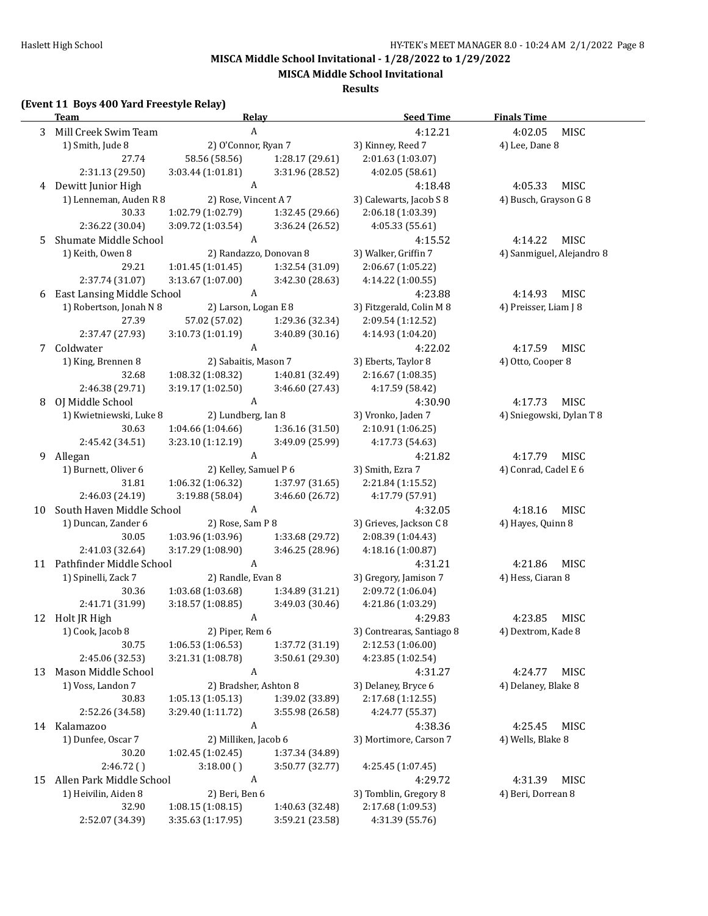## MISCA Middle School Invitational - 1/28/2022 to 1/29/2022

### MISCA Middle School Invitational

### Results

**(Event 11 Boys 400 Yard Freestyle Relay)**

| | Team | Relay | | Seed Time | Finals Time |
|---|---|---|---|---|---|
| 3 | Mill Creek Swim Team | A | | 4:12.21 | 4:02.05 MISC |
| | 1) Smith, Jude 8 | 2) O'Connor, Ryan 7 | | 3) Kinney, Reed 7 | 4) Lee, Dane 8 |
| | 27.74 | 58.56 (58.56) | 1:28.17 (29.61) | 2:01.63 (1:03.07) | |
| | 2:31.13 (29.50) | 3:03.44 (1:01.81) | 3:31.96 (28.52) | 4:02.05 (58.61) | |
| 4 | Dewitt Junior High | A | | 4:18.48 | 4:05.33 MISC |
| | 1) Lenneman, Auden R 8 | 2) Rose, Vincent A 7 | | 3) Calewarts, Jacob S 8 | 4) Busch, Grayson G 8 |
| | 30.33 | 1:02.79 (1:02.79) | 1:32.45 (29.66) | 2:06.18 (1:03.39) | |
| | 2:36.22 (30.04) | 3:09.72 (1:03.54) | 3:36.24 (26.52) | 4:05.33 (55.61) | |
| 5 | Shumate Middle School | A | | 4:15.52 | 4:14.22 MISC |
| | 1) Keith, Owen 8 | 2) Randazzo, Donovan 8 | | 3) Walker, Griffin 7 | 4) Sanmiguel, Alejandro 8 |
| | 29.21 | 1:01.45 (1:01.45) | 1:32.54 (31.09) | 2:06.67 (1:05.22) | |
| | 2:37.74 (31.07) | 3:13.67 (1:07.00) | 3:42.30 (28.63) | 4:14.22 (1:00.55) | |
| 6 | East Lansing Middle School | A | | 4:23.88 | 4:14.93 MISC |
| | 1) Robertson, Jonah N 8 | 2) Larson, Logan E 8 | | 3) Fitzgerald, Colin M 8 | 4) Preisser, Liam J 8 |
| | 27.39 | 57.02 (57.02) | 1:29.36 (32.34) | 2:09.54 (1:12.52) | |
| | 2:37.47 (27.93) | 3:10.73 (1:01.19) | 3:40.89 (30.16) | 4:14.93 (1:04.20) | |
| 7 | Coldwater | A | | 4:22.02 | 4:17.59 MISC |
| | 1) King, Brennen 8 | 2) Sabaitis, Mason 7 | | 3) Eberts, Taylor 8 | 4) Otto, Cooper 8 |
| | 32.68 | 1:08.32 (1:08.32) | 1:40.81 (32.49) | 2:16.67 (1:08.35) | |
| | 2:46.38 (29.71) | 3:19.17 (1:02.50) | 3:46.60 (27.43) | 4:17.59 (58.42) | |
| 8 | OJ Middle School | A | | 4:30.90 | 4:17.73 MISC |
| | 1) Kwietniewski, Luke 8 | 2) Lundberg, Ian 8 | | 3) Vronko, Jaden 7 | 4) Sniegowski, Dylan T 8 |
| | 30.63 | 1:04.66 (1:04.66) | 1:36.16 (31.50) | 2:10.91 (1:06.25) | |
| | 2:45.42 (34.51) | 3:23.10 (1:12.19) | 3:49.09 (25.99) | 4:17.73 (54.63) | |
| 9 | Allegan | A | | 4:21.82 | 4:17.79 MISC |
| | 1) Burnett, Oliver 6 | 2) Kelley, Samuel P 6 | | 3) Smith, Ezra 7 | 4) Conrad, Cadel E 6 |
| | 31.81 | 1:06.32 (1:06.32) | 1:37.97 (31.65) | 2:21.84 (1:15.52) | |
| | 2:46.03 (24.19) | 3:19.88 (58.04) | 3:46.60 (26.72) | 4:17.79 (57.91) | |
| 10 | South Haven Middle School | A | | 4:32.05 | 4:18.16 MISC |
| | 1) Duncan, Zander 6 | 2) Rose, Sam P 8 | | 3) Grieves, Jackson C 8 | 4) Hayes, Quinn 8 |
| | 30.05 | 1:03.96 (1:03.96) | 1:33.68 (29.72) | 2:08.39 (1:04.43) | |
| | 2:41.03 (32.64) | 3:17.29 (1:08.90) | 3:46.25 (28.96) | 4:18.16 (1:00.87) | |
| 11 | Pathfinder Middle School | A | | 4:31.21 | 4:21.86 MISC |
| | 1) Spinelli, Zack 7 | 2) Randle, Evan 8 | | 3) Gregory, Jamison 7 | 4) Hess, Ciaran 8 |
| | 30.36 | 1:03.68 (1:03.68) | 1:34.89 (31.21) | 2:09.72 (1:06.04) | |
| | 2:41.71 (31.99) | 3:18.57 (1:08.85) | 3:49.03 (30.46) | 4:21.86 (1:03.29) | |
| 12 | Holt JR High | A | | 4:29.83 | 4:23.85 MISC |
| | 1) Cook, Jacob 8 | 2) Piper, Rem 6 | | 3) Contrearas, Santiago 8 | 4) Dextrom, Kade 8 |
| | 30.75 | 1:06.53 (1:06.53) | 1:37.72 (31.19) | 2:12.53 (1:06.00) | |
| | 2:45.06 (32.53) | 3:21.31 (1:08.78) | 3:50.61 (29.30) | 4:23.85 (1:02.54) | |
| 13 | Mason Middle School | A | | 4:31.27 | 4:24.77 MISC |
| | 1) Voss, Landon 7 | 2) Bradsher, Ashton 8 | | 3) Delaney, Bryce 6 | 4) Delaney, Blake 8 |
| | 30.83 | 1:05.13 (1:05.13) | 1:39.02 (33.89) | 2:17.68 (1:12.55) | |
| | 2:52.26 (34.58) | 3:29.40 (1:11.72) | 3:55.98 (26.58) | 4:24.77 (55.37) | |
| 14 | Kalamazoo | A | | 4:38.36 | 4:25.45 MISC |
| | 1) Dunfee, Oscar 7 | 2) Milliken, Jacob 6 | | 3) Mortimore, Carson 7 | 4) Wells, Blake 8 |
| | 30.20 | 1:02.45 (1:02.45) | 1:37.34 (34.89) | | |
| | 2:46.72 ( ) | 3:18.00 ( ) | 3:50.77 (32.77) | 4:25.45 (1:07.45) | |
| 15 | Allen Park Middle School | A | | 4:29.72 | 4:31.39 MISC |
| | 1) Heivilin, Aiden 8 | 2) Beri, Ben 6 | | 3) Tomblin, Gregory 8 | 4) Beri, Dorrean 8 |
| | 32.90 | 1:08.15 (1:08.15) | 1:40.63 (32.48) | 2:17.68 (1:09.53) | |
| | 2:52.07 (34.39) | 3:35.63 (1:17.95) | 3:59.21 (23.58) | 4:31.39 (55.76) | |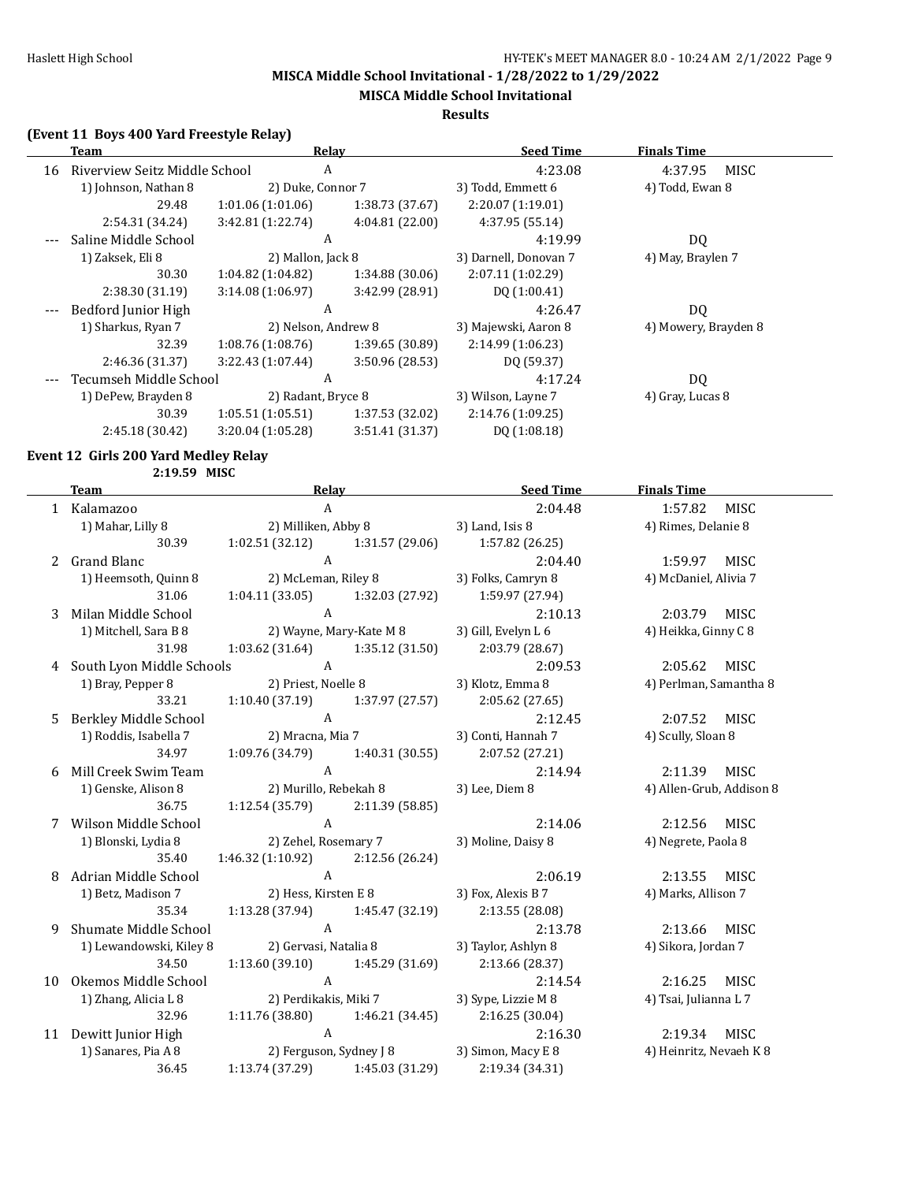MISCA Middle School Invitational - 1/28/2022 to 1/29/2022

MISCA Middle School Invitational

Results

### (Event 11 Boys 400 Yard Freestyle Relay)

| | Team | Relay | | Seed Time | Finals Time |
|---|---|---|---|---|---|
| 16 | Riverview Seitz Middle School | A | | 4:23.08 | 4:37.95 MISC |
| | 1) Johnson, Nathan 8 | 2) Duke, Connor 7 | | 3) Todd, Emmett 6 | 4) Todd, Ewan 8 |
| | 29.48 | 1:01.06 (1:01.06) | 1:38.73 (37.67) | 2:20.07 (1:19.01) | |
| | 2:54.31 (34.24) | 3:42.81 (1:22.74) | 4:04.81 (22.00) | 4:37.95 (55.14) | |
| --- | Saline Middle School | A | | 4:19.99 | DQ |
| | 1) Zaksek, Eli 8 | 2) Mallon, Jack 8 | | 3) Darnell, Donovan 7 | 4) May, Braylen 7 |
| | 30.30 | 1:04.82 (1:04.82) | 1:34.88 (30.06) | 2:07.11 (1:02.29) | |
| | 2:38.30 (31.19) | 3:14.08 (1:06.97) | 3:42.99 (28.91) | DQ (1:00.41) | |
| --- | Bedford Junior High | A | | 4:26.47 | DQ |
| | 1) Sharkus, Ryan 7 | 2) Nelson, Andrew 8 | | 3) Majewski, Aaron 8 | 4) Mowery, Brayden 8 |
| | 32.39 | 1:08.76 (1:08.76) | 1:39.65 (30.89) | 2:14.99 (1:06.23) | |
| | 2:46.36 (31.37) | 3:22.43 (1:07.44) | 3:50.96 (28.53) | DQ (59.37) | |
| --- | Tecumseh Middle School | A | | 4:17.24 | DQ |
| | 1) DePew, Brayden 8 | 2) Radant, Bryce 8 | | 3) Wilson, Layne 7 | 4) Gray, Lucas 8 |
| | 30.39 | 1:05.51 (1:05.51) | 1:37.53 (32.02) | 2:14.76 (1:09.25) | |
| | 2:45.18 (30.42) | 3:20.04 (1:05.28) | 3:51.41 (31.37) | DQ (1:08.18) | |

### Event 12 Girls 200 Yard Medley Relay

2:19.59 MISC

| | Team | Relay | | Seed Time | Finals Time |
|---|---|---|---|---|---|
| 1 | Kalamazoo | A | | 2:04.48 | 1:57.82 MISC |
| | 1) Mahar, Lilly 8 | 2) Milliken, Abby 8 | | 3) Land, Isis 8 | 4) Rimes, Delanie 8 |
| | 30.39 | 1:02.51 (32.12) | 1:31.57 (29.06) | 1:57.82 (26.25) | |
| 2 | Grand Blanc | A | | 2:04.40 | 1:59.97 MISC |
| | 1) Heemsoth, Quinn 8 | 2) McLeman, Riley 8 | | 3) Folks, Camryn 8 | 4) McDaniel, Alivia 7 |
| | 31.06 | 1:04.11 (33.05) | 1:32.03 (27.92) | 1:59.97 (27.94) | |
| 3 | Milan Middle School | A | | 2:10.13 | 2:03.79 MISC |
| | 1) Mitchell, Sara B 8 | 2) Wayne, Mary-Kate M 8 | | 3) Gill, Evelyn L 6 | 4) Heikka, Ginny C 8 |
| | 31.98 | 1:03.62 (31.64) | 1:35.12 (31.50) | 2:03.79 (28.67) | |
| 4 | South Lyon Middle Schools | A | | 2:09.53 | 2:05.62 MISC |
| | 1) Bray, Pepper 8 | 2) Priest, Noelle 8 | | 3) Klotz, Emma 8 | 4) Perlman, Samantha 8 |
| | 33.21 | 1:10.40 (37.19) | 1:37.97 (27.57) | 2:05.62 (27.65) | |
| 5 | Berkley Middle School | A | | 2:12.45 | 2:07.52 MISC |
| | 1) Roddis, Isabella 7 | 2) Mracna, Mia 7 | | 3) Conti, Hannah 7 | 4) Scully, Sloan 8 |
| | 34.97 | 1:09.76 (34.79) | 1:40.31 (30.55) | 2:07.52 (27.21) | |
| 6 | Mill Creek Swim Team | A | | 2:14.94 | 2:11.39 MISC |
| | 1) Genske, Alison 8 | 2) Murillo, Rebekah 8 | | 3) Lee, Diem 8 | 4) Allen-Grub, Addison 8 |
| | 36.75 | 1:12.54 (35.79) | 2:11.39 (58.85) | | |
| 7 | Wilson Middle School | A | | 2:14.06 | 2:12.56 MISC |
| | 1) Blonski, Lydia 8 | 2) Zehel, Rosemary 7 | | 3) Moline, Daisy 8 | 4) Negrete, Paola 8 |
| | 35.40 | 1:46.32 (1:10.92) | 2:12.56 (26.24) | | |
| 8 | Adrian Middle School | A | | 2:06.19 | 2:13.55 MISC |
| | 1) Betz, Madison 7 | 2) Hess, Kirsten E 8 | | 3) Fox, Alexis B 7 | 4) Marks, Allison 7 |
| | 35.34 | 1:13.28 (37.94) | 1:45.47 (32.19) | 2:13.55 (28.08) | |
| 9 | Shumate Middle School | A | | 2:13.78 | 2:13.66 MISC |
| | 1) Lewandowski, Kiley 8 | 2) Gervasi, Natalia 8 | | 3) Taylor, Ashlyn 8 | 4) Sikora, Jordan 7 |
| | 34.50 | 1:13.60 (39.10) | 1:45.29 (31.69) | 2:13.66 (28.37) | |
| 10 | Okemos Middle School | A | | 2:14.54 | 2:16.25 MISC |
| | 1) Zhang, Alicia L 8 | 2) Perdikakis, Miki 7 | | 3) Sype, Lizzie M 8 | 4) Tsai, Julianna L 7 |
| | 32.96 | 1:11.76 (38.80) | 1:46.21 (34.45) | 2:16.25 (30.04) | |
| 11 | Dewitt Junior High | A | | 2:16.30 | 2:19.34 MISC |
| | 1) Sanares, Pia A 8 | 2) Ferguson, Sydney J 8 | | 3) Simon, Macy E 8 | 4) Heinritz, Nevaeh K 8 |
| | 36.45 | 1:13.74 (37.29) | 1:45.03 (31.29) | 2:19.34 (34.31) | |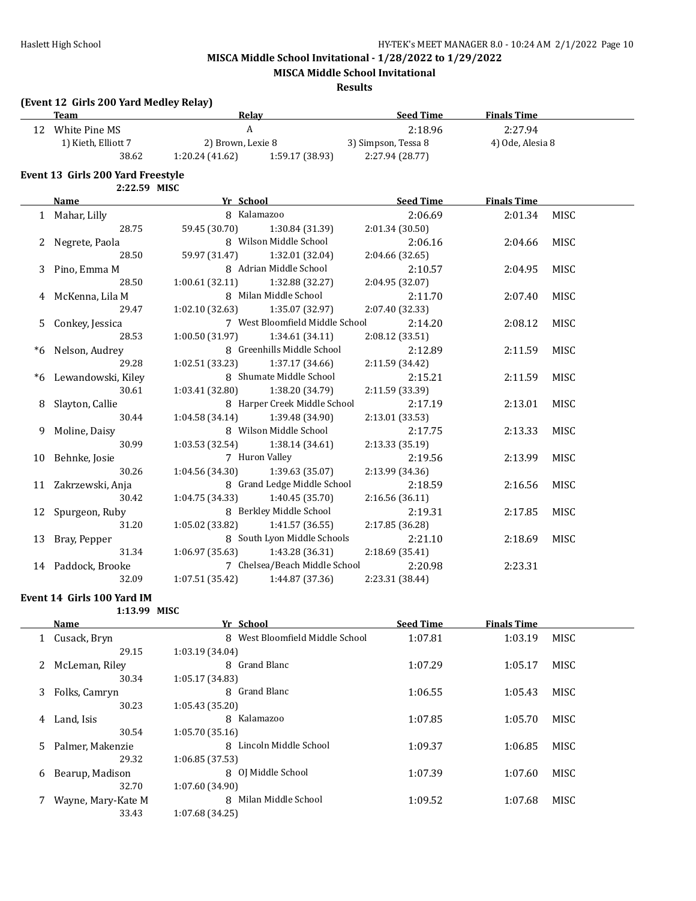**MISCA Middle School Invitational - 1/28/2022 to 1/29/2022**

**MISCA Middle School Invitational**

**Results**

**(Event 12 Girls 200 Yard Medley Relay)**

| | Team | Relay | | Seed Time | Finals Time |
|---|---|---|---|---|---|
| 12 | White Pine MS | A | | 2:18.96 | 2:27.94 |
| | 1) Kieth, Elliott 7 | 2) Brown, Lexie 8 | | 3) Simpson, Tessa 8 | 4) Ode, Alesia 8 |
| | 38.62 | 1:20.24 (41.62) | 1:59.17 (38.93) | 2:27.94 (28.77) | |

## Event 13 Girls 200 Yard Freestyle

2:22.59 MISC

| | Name | Yr | School | | Seed Time | Finals Time | |
|---|---|---|---|---|---|---|---|
| 1 | Mahar, Lilly | 8 | Kalamazoo | | 2:06.69 | 2:01.34 | MISC |
| | 28.75 | 59.45 (30.70) | 1:30.84 (31.39) | 2:01.34 (30.50) | | | |
| 2 | Negrete, Paola | 8 | Wilson Middle School | | 2:06.16 | 2:04.66 | MISC |
| | 28.50 | 59.97 (31.47) | 1:32.01 (32.04) | 2:04.66 (32.65) | | | |
| 3 | Pino, Emma M | 8 | Adrian Middle School | | 2:10.57 | 2:04.95 | MISC |
| | 28.50 | 1:00.61 (32.11) | 1:32.88 (32.27) | 2:04.95 (32.07) | | | |
| 4 | McKenna, Lila M | 8 | Milan Middle School | | 2:11.70 | 2:07.40 | MISC |
| | 29.47 | 1:02.10 (32.63) | 1:35.07 (32.97) | 2:07.40 (32.33) | | | |
| 5 | Conkey, Jessica | 7 | West Bloomfield Middle School | | 2:14.20 | 2:08.12 | MISC |
| | 28.53 | 1:00.50 (31.97) | 1:34.61 (34.11) | 2:08.12 (33.51) | | | |
| *6 | Nelson, Audrey | 8 | Greenhills Middle School | | 2:12.89 | 2:11.59 | MISC |
| | 29.28 | 1:02.51 (33.23) | 1:37.17 (34.66) | 2:11.59 (34.42) | | | |
| *6 | Lewandowski, Kiley | 8 | Shumate Middle School | | 2:15.21 | 2:11.59 | MISC |
| | 30.61 | 1:03.41 (32.80) | 1:38.20 (34.79) | 2:11.59 (33.39) | | | |
| 8 | Slayton, Callie | 8 | Harper Creek Middle School | | 2:17.19 | 2:13.01 | MISC |
| | 30.44 | 1:04.58 (34.14) | 1:39.48 (34.90) | 2:13.01 (33.53) | | | |
| 9 | Moline, Daisy | 8 | Wilson Middle School | | 2:17.75 | 2:13.33 | MISC |
| | 30.99 | 1:03.53 (32.54) | 1:38.14 (34.61) | 2:13.33 (35.19) | | | |
| 10 | Behnke, Josie | 7 | Huron Valley | | 2:19.56 | 2:13.99 | MISC |
| | 30.26 | 1:04.56 (34.30) | 1:39.63 (35.07) | 2:13.99 (34.36) | | | |
| 11 | Zakrzewski, Anja | 8 | Grand Ledge Middle School | | 2:18.59 | 2:16.56 | MISC |
| | 30.42 | 1:04.75 (34.33) | 1:40.45 (35.70) | 2:16.56 (36.11) | | | |
| 12 | Spurgeon, Ruby | 8 | Berkley Middle School | | 2:19.31 | 2:17.85 | MISC |
| | 31.20 | 1:05.02 (33.82) | 1:41.57 (36.55) | 2:17.85 (36.28) | | | |
| 13 | Bray, Pepper | 8 | South Lyon Middle Schools | | 2:21.10 | 2:18.69 | MISC |
| | 31.34 | 1:06.97 (35.63) | 1:43.28 (36.31) | 2:18.69 (35.41) | | | |
| 14 | Paddock, Brooke | 7 | Chelsea/Beach Middle School | | 2:20.98 | 2:23.31 | |
| | 32.09 | 1:07.51 (35.42) | 1:44.87 (37.36) | 2:23.31 (38.44) | | | |

## Event 14 Girls 100 Yard IM

1:13.99 MISC

| | Name | Yr | School | Seed Time | Finals Time | |
|---|---|---|---|---|---|---|
| 1 | Cusack, Bryn | 8 | West Bloomfield Middle School | 1:07.81 | 1:03.19 | MISC |
| | 29.15 | 1:03.19 (34.04) | | | | |
| 2 | McLeman, Riley | 8 | Grand Blanc | 1:07.29 | 1:05.17 | MISC |
| | 30.34 | 1:05.17 (34.83) | | | | |
| 3 | Folks, Camryn | 8 | Grand Blanc | 1:06.55 | 1:05.43 | MISC |
| | 30.23 | 1:05.43 (35.20) | | | | |
| 4 | Land, Isis | 8 | Kalamazoo | 1:07.85 | 1:05.70 | MISC |
| | 30.54 | 1:05.70 (35.16) | | | | |
| 5 | Palmer, Makenzie | 8 | Lincoln Middle School | 1:09.37 | 1:06.85 | MISC |
| | 29.32 | 1:06.85 (37.53) | | | | |
| 6 | Bearup, Madison | 8 | OJ Middle School | 1:07.39 | 1:07.60 | MISC |
| | 32.70 | 1:07.60 (34.90) | | | | |
| 7 | Wayne, Mary-Kate M | 8 | Milan Middle School | 1:09.52 | 1:07.68 | MISC |
| | 33.43 | 1:07.68 (34.25) | | | | |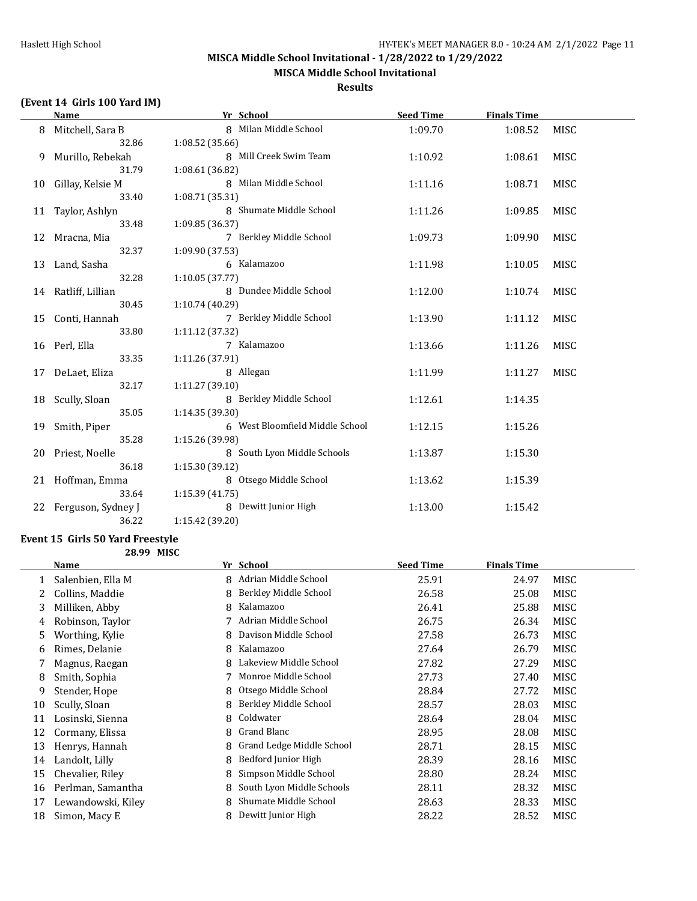## MISCA Middle School Invitational - 1/28/2022 to 1/29/2022

### MISCA Middle School Invitational

### Results

**(Event 14 Girls 100 Yard IM)**

| | Name | Yr | School | Seed Time | Finals Time | |
|---|---|---|---|---|---|---|
| 8 | Mitchell, Sara B | 8 | Milan Middle School | 1:09.70 | 1:08.52 | MISC |
| | 32.86 | 1:08.52 (35.66) | | | | |
| 9 | Murillo, Rebekah | 8 | Mill Creek Swim Team | 1:10.92 | 1:08.61 | MISC |
| | 31.79 | 1:08.61 (36.82) | | | | |
| 10 | Gillay, Kelsie M | 8 | Milan Middle School | 1:11.16 | 1:08.71 | MISC |
| | 33.40 | 1:08.71 (35.31) | | | | |
| 11 | Taylor, Ashlyn | 8 | Shumate Middle School | 1:11.26 | 1:09.85 | MISC |
| | 33.48 | 1:09.85 (36.37) | | | | |
| 12 | Mracna, Mia | 7 | Berkley Middle School | 1:09.73 | 1:09.90 | MISC |
| | 32.37 | 1:09.90 (37.53) | | | | |
| 13 | Land, Sasha | 6 | Kalamazoo | 1:11.98 | 1:10.05 | MISC |
| | 32.28 | 1:10.05 (37.77) | | | | |
| 14 | Ratliff, Lillian | 8 | Dundee Middle School | 1:12.00 | 1:10.74 | MISC |
| | 30.45 | 1:10.74 (40.29) | | | | |
| 15 | Conti, Hannah | 7 | Berkley Middle School | 1:13.90 | 1:11.12 | MISC |
| | 33.80 | 1:11.12 (37.32) | | | | |
| 16 | Perl, Ella | 7 | Kalamazoo | 1:13.66 | 1:11.26 | MISC |
| | 33.35 | 1:11.26 (37.91) | | | | |
| 17 | DeLaet, Eliza | 8 | Allegan | 1:11.99 | 1:11.27 | MISC |
| | 32.17 | 1:11.27 (39.10) | | | | |
| 18 | Scully, Sloan | 8 | Berkley Middle School | 1:12.61 | 1:14.35 | |
| | 35.05 | 1:14.35 (39.30) | | | | |
| 19 | Smith, Piper | 6 | West Bloomfield Middle School | 1:12.15 | 1:15.26 | |
| | 35.28 | 1:15.26 (39.98) | | | | |
| 20 | Priest, Noelle | 8 | South Lyon Middle Schools | 1:13.87 | 1:15.30 | |
| | 36.18 | 1:15.30 (39.12) | | | | |
| 21 | Hoffman, Emma | 8 | Otsego Middle School | 1:13.62 | 1:15.39 | |
| | 33.64 | 1:15.39 (41.75) | | | | |
| 22 | Ferguson, Sydney J | 8 | Dewitt Junior High | 1:13.00 | 1:15.42 | |
| | 36.22 | 1:15.42 (39.20) | | | | |

**Event 15 Girls 50 Yard Freestyle**

28.99 MISC

| | Name | Yr | School | Seed Time | Finals Time | |
|---|---|---|---|---|---|---|
| 1 | Salenbien, Ella M | 8 | Adrian Middle School | 25.91 | 24.97 | MISC |
| 2 | Collins, Maddie | 8 | Berkley Middle School | 26.58 | 25.08 | MISC |
| 3 | Milliken, Abby | 8 | Kalamazoo | 26.41 | 25.88 | MISC |
| 4 | Robinson, Taylor | 7 | Adrian Middle School | 26.75 | 26.34 | MISC |
| 5 | Worthing, Kylie | 8 | Davison Middle School | 27.58 | 26.73 | MISC |
| 6 | Rimes, Delanie | 8 | Kalamazoo | 27.64 | 26.79 | MISC |
| 7 | Magnus, Raegan | 8 | Lakeview Middle School | 27.82 | 27.29 | MISC |
| 8 | Smith, Sophia | 7 | Monroe Middle School | 27.73 | 27.40 | MISC |
| 9 | Stender, Hope | 8 | Otsego Middle School | 28.84 | 27.72 | MISC |
| 10 | Scully, Sloan | 8 | Berkley Middle School | 28.57 | 28.03 | MISC |
| 11 | Losinski, Sienna | 8 | Coldwater | 28.64 | 28.04 | MISC |
| 12 | Cormany, Elissa | 8 | Grand Blanc | 28.95 | 28.08 | MISC |
| 13 | Henrys, Hannah | 8 | Grand Ledge Middle School | 28.71 | 28.15 | MISC |
| 14 | Landolt, Lilly | 8 | Bedford Junior High | 28.39 | 28.16 | MISC |
| 15 | Chevalier, Riley | 8 | Simpson Middle School | 28.80 | 28.24 | MISC |
| 16 | Perlman, Samantha | 8 | South Lyon Middle Schools | 28.11 | 28.32 | MISC |
| 17 | Lewandowski, Kiley | 8 | Shumate Middle School | 28.63 | 28.33 | MISC |
| 18 | Simon, Macy E | 8 | Dewitt Junior High | 28.22 | 28.52 | MISC |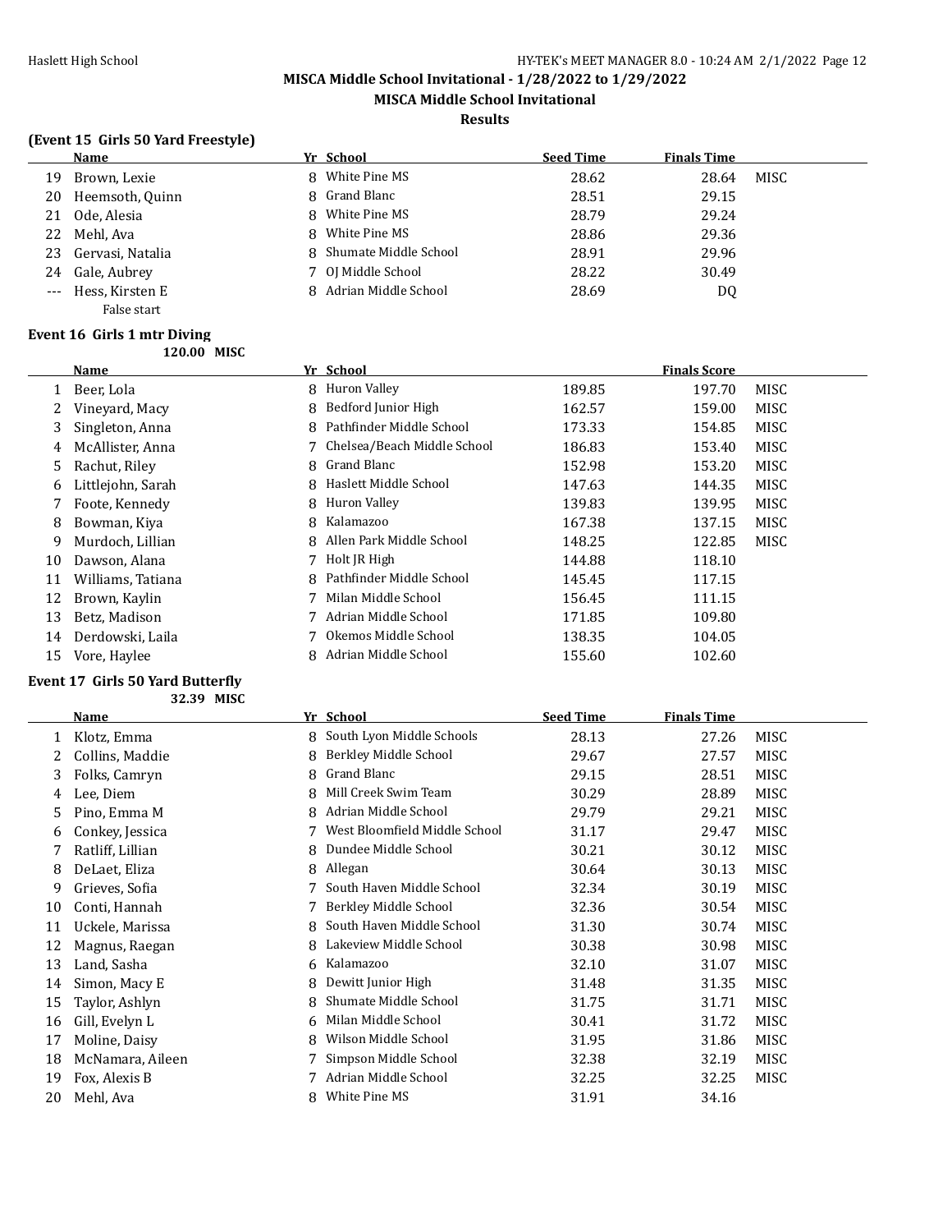# MISCA Middle School Invitational - 1/28/2022 to 1/29/2022

## MISCA Middle School Invitational

### Results

**(Event 15 Girls 50 Yard Freestyle)**

| | Name | Yr | School | Seed Time | Finals Time | |
|---|---|---|---|---|---|---|
| 19 | Brown, Lexie | 8 | White Pine MS | 28.62 | 28.64 | MISC |
| 20 | Heemsoth, Quinn | 8 | Grand Blanc | 28.51 | 29.15 | |
| 21 | Ode, Alesia | 8 | White Pine MS | 28.79 | 29.24 | |
| 22 | Mehl, Ava | 8 | White Pine MS | 28.86 | 29.36 | |
| 23 | Gervasi, Natalia | 8 | Shumate Middle School | 28.91 | 29.96 | |
| 24 | Gale, Aubrey | 7 | OJ Middle School | 28.22 | 30.49 | |
| --- | Hess, Kirsten E | 8 | Adrian Middle School | 28.69 | DQ | |
| | False start | | | | | |

**Event 16 Girls 1 mtr Diving**

120.00 MISC

| | Name | Yr | School | | Finals Score | |
|---|---|---|---|---|---|---|
| 1 | Beer, Lola | 8 | Huron Valley | 189.85 | 197.70 | MISC |
| 2 | Vineyard, Macy | 8 | Bedford Junior High | 162.57 | 159.00 | MISC |
| 3 | Singleton, Anna | 8 | Pathfinder Middle School | 173.33 | 154.85 | MISC |
| 4 | McAllister, Anna | 7 | Chelsea/Beach Middle School | 186.83 | 153.40 | MISC |
| 5 | Rachut, Riley | 8 | Grand Blanc | 152.98 | 153.20 | MISC |
| 6 | Littlejohn, Sarah | 8 | Haslett Middle School | 147.63 | 144.35 | MISC |
| 7 | Foote, Kennedy | 8 | Huron Valley | 139.83 | 139.95 | MISC |
| 8 | Bowman, Kiya | 8 | Kalamazoo | 167.38 | 137.15 | MISC |
| 9 | Murdoch, Lillian | 8 | Allen Park Middle School | 148.25 | 122.85 | MISC |
| 10 | Dawson, Alana | 7 | Holt JR High | 144.88 | 118.10 | |
| 11 | Williams, Tatiana | 8 | Pathfinder Middle School | 145.45 | 117.15 | |
| 12 | Brown, Kaylin | 7 | Milan Middle School | 156.45 | 111.15 | |
| 13 | Betz, Madison | 7 | Adrian Middle School | 171.85 | 109.80 | |
| 14 | Derdowski, Laila | 7 | Okemos Middle School | 138.35 | 104.05 | |
| 15 | Vore, Haylee | 8 | Adrian Middle School | 155.60 | 102.60 | |

**Event 17 Girls 50 Yard Butterfly**

32.39 MISC

| | Name | Yr | School | Seed Time | Finals Time | |
|---|---|---|---|---|---|---|
| 1 | Klotz, Emma | 8 | South Lyon Middle Schools | 28.13 | 27.26 | MISC |
| 2 | Collins, Maddie | 8 | Berkley Middle School | 29.67 | 27.57 | MISC |
| 3 | Folks, Camryn | 8 | Grand Blanc | 29.15 | 28.51 | MISC |
| 4 | Lee, Diem | 8 | Mill Creek Swim Team | 30.29 | 28.89 | MISC |
| 5 | Pino, Emma M | 8 | Adrian Middle School | 29.79 | 29.21 | MISC |
| 6 | Conkey, Jessica | 7 | West Bloomfield Middle School | 31.17 | 29.47 | MISC |
| 7 | Ratliff, Lillian | 8 | Dundee Middle School | 30.21 | 30.12 | MISC |
| 8 | DeLaet, Eliza | 8 | Allegan | 30.64 | 30.13 | MISC |
| 9 | Grieves, Sofia | 7 | South Haven Middle School | 32.34 | 30.19 | MISC |
| 10 | Conti, Hannah | 7 | Berkley Middle School | 32.36 | 30.54 | MISC |
| 11 | Uckele, Marissa | 8 | South Haven Middle School | 31.30 | 30.74 | MISC |
| 12 | Magnus, Raegan | 8 | Lakeview Middle School | 30.38 | 30.98 | MISC |
| 13 | Land, Sasha | 6 | Kalamazoo | 32.10 | 31.07 | MISC |
| 14 | Simon, Macy E | 8 | Dewitt Junior High | 31.48 | 31.35 | MISC |
| 15 | Taylor, Ashlyn | 8 | Shumate Middle School | 31.75 | 31.71 | MISC |
| 16 | Gill, Evelyn L | 6 | Milan Middle School | 30.41 | 31.72 | MISC |
| 17 | Moline, Daisy | 8 | Wilson Middle School | 31.95 | 31.86 | MISC |
| 18 | McNamara, Aileen | 7 | Simpson Middle School | 32.38 | 32.19 | MISC |
| 19 | Fox, Alexis B | 7 | Adrian Middle School | 32.25 | 32.25 | MISC |
| 20 | Mehl, Ava | 8 | White Pine MS | 31.91 | 34.16 | |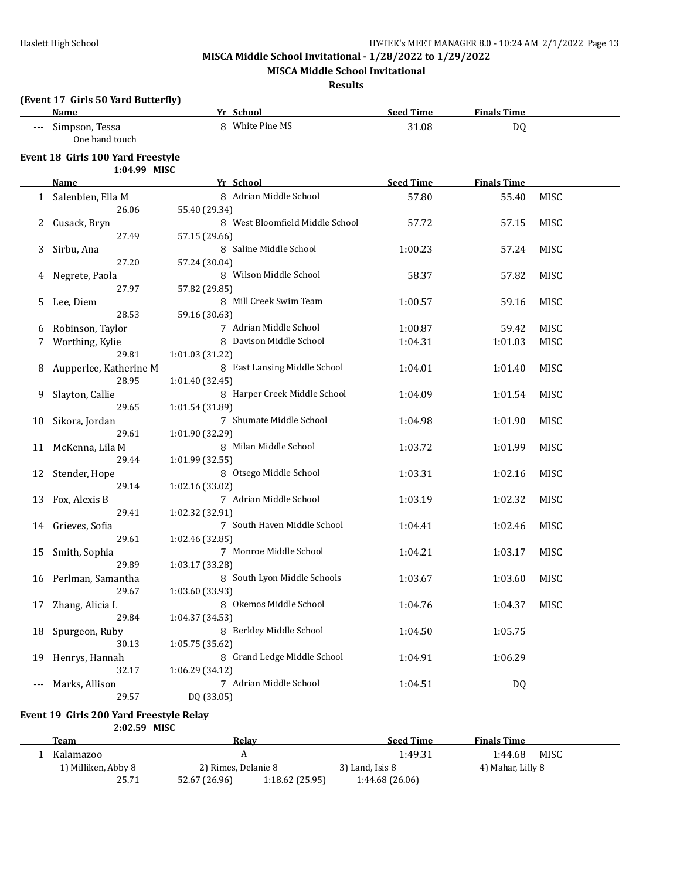MISCA Middle School Invitational - 1/28/2022 to 1/29/2022

MISCA Middle School Invitational

Results

**(Event 17 Girls 50 Yard Butterfly)**

| | Name | Yr | School | Seed Time | Finals Time | |
|---|---|---|---|---|---|---|
| --- | Simpson, Tessa | 8 | White Pine MS | 31.08 | DQ | |
| | One hand touch | | | | | |

**Event 18 Girls 100 Yard Freestyle**

1:04.99 MISC

| | Name | Yr | School | Seed Time | Finals Time | |
|---|---|---|---|---|---|---|
| 1 | Salenbien, Ella M | 8 | Adrian Middle School | 57.80 | 55.40 | MISC |
| | 26.06 | 55.40 (29.34) | | | | |
| 2 | Cusack, Bryn | 8 | West Bloomfield Middle School | 57.72 | 57.15 | MISC |
| | 27.49 | 57.15 (29.66) | | | | |
| 3 | Sirbu, Ana | 8 | Saline Middle School | 1:00.23 | 57.24 | MISC |
| | 27.20 | 57.24 (30.04) | | | | |
| 4 | Negrete, Paola | 8 | Wilson Middle School | 58.37 | 57.82 | MISC |
| | 27.97 | 57.82 (29.85) | | | | |
| 5 | Lee, Diem | 8 | Mill Creek Swim Team | 1:00.57 | 59.16 | MISC |
| | 28.53 | 59.16 (30.63) | | | | |
| 6 | Robinson, Taylor | 7 | Adrian Middle School | 1:00.87 | 59.42 | MISC |
| 7 | Worthing, Kylie | 8 | Davison Middle School | 1:04.31 | 1:01.03 | MISC |
| | 29.81 | 1:01.03 (31.22) | | | | |
| 8 | Aupperlee, Katherine M | 8 | East Lansing Middle School | 1:04.01 | 1:01.40 | MISC |
| | 28.95 | 1:01.40 (32.45) | | | | |
| 9 | Slayton, Callie | 8 | Harper Creek Middle School | 1:04.09 | 1:01.54 | MISC |
| | 29.65 | 1:01.54 (31.89) | | | | |
| 10 | Sikora, Jordan | 7 | Shumate Middle School | 1:04.98 | 1:01.90 | MISC |
| | 29.61 | 1:01.90 (32.29) | | | | |
| 11 | McKenna, Lila M | 8 | Milan Middle School | 1:03.72 | 1:01.99 | MISC |
| | 29.44 | 1:01.99 (32.55) | | | | |
| 12 | Stender, Hope | 8 | Otsego Middle School | 1:03.31 | 1:02.16 | MISC |
| | 29.14 | 1:02.16 (33.02) | | | | |
| 13 | Fox, Alexis B | 7 | Adrian Middle School | 1:03.19 | 1:02.32 | MISC |
| | 29.41 | 1:02.32 (32.91) | | | | |
| 14 | Grieves, Sofia | 7 | South Haven Middle School | 1:04.41 | 1:02.46 | MISC |
| | 29.61 | 1:02.46 (32.85) | | | | |
| 15 | Smith, Sophia | 7 | Monroe Middle School | 1:04.21 | 1:03.17 | MISC |
| | 29.89 | 1:03.17 (33.28) | | | | |
| 16 | Perlman, Samantha | 8 | South Lyon Middle Schools | 1:03.67 | 1:03.60 | MISC |
| | 29.67 | 1:03.60 (33.93) | | | | |
| 17 | Zhang, Alicia L | 8 | Okemos Middle School | 1:04.76 | 1:04.37 | MISC |
| | 29.84 | 1:04.37 (34.53) | | | | |
| 18 | Spurgeon, Ruby | 8 | Berkley Middle School | 1:04.50 | 1:05.75 | |
| | 30.13 | 1:05.75 (35.62) | | | | |
| 19 | Henrys, Hannah | 8 | Grand Ledge Middle School | 1:04.91 | 1:06.29 | |
| | 32.17 | 1:06.29 (34.12) | | | | |
| --- | Marks, Allison | 7 | Adrian Middle School | 1:04.51 | DQ | |
| | 29.57 | DQ (33.05) | | | | |

**Event 19 Girls 200 Yard Freestyle Relay**

2:02.59 MISC

| | Team | Relay | | Seed Time | Finals Time | |
|---|---|---|---|---|---|---|
| 1 | Kalamazoo | A | | 1:49.31 | 1:44.68 | MISC |
| | 1) Milliken, Abby 8 | 2) Rimes, Delanie 8 | | 3) Land, Isis 8 | 4) Mahar, Lilly 8 | |
| | 25.71 | 52.67 (26.96) | 1:18.62 (25.95) | 1:44.68 (26.06) | | |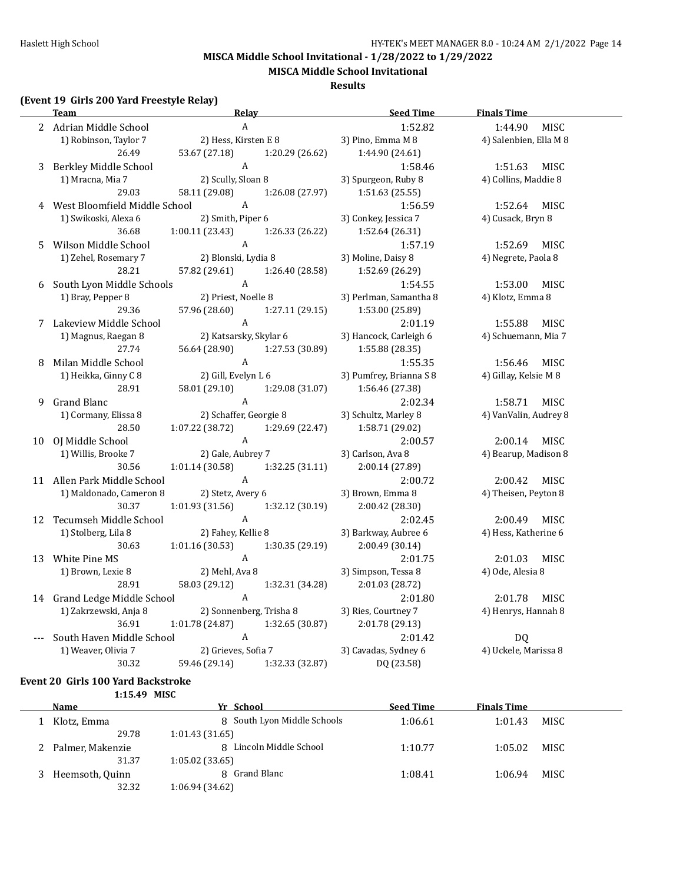MISCA Middle School Invitational - 1/28/2022 to 1/29/2022

MISCA Middle School Invitational

Results

### (Event 19 Girls 200 Yard Freestyle Relay)

| | Team | Relay | | Seed Time | Finals Time | |
|---|---|---|---|---|---|---|
| 2 | Adrian Middle School | A | | 1:52.82 | 1:44.90 | MISC |
| | 1) Robinson, Taylor 7 | 2) Hess, Kirsten E 8 | | 3) Pino, Emma M 8 | 4) Salenbien, Ella M 8 | |
| | 26.49 | 53.67 (27.18) | 1:20.29 (26.62) | 1:44.90 (24.61) | | |
| 3 | Berkley Middle School | A | | 1:58.46 | 1:51.63 | MISC |
| | 1) Mracna, Mia 7 | 2) Scully, Sloan 8 | | 3) Spurgeon, Ruby 8 | 4) Collins, Maddie 8 | |
| | 29.03 | 58.11 (29.08) | 1:26.08 (27.97) | 1:51.63 (25.55) | | |
| 4 | West Bloomfield Middle School | A | | 1:56.59 | 1:52.64 | MISC |
| | 1) Swikoski, Alexa 6 | 2) Smith, Piper 6 | | 3) Conkey, Jessica 7 | 4) Cusack, Bryn 8 | |
| | 36.68 | 1:00.11 (23.43) | 1:26.33 (26.22) | 1:52.64 (26.31) | | |
| 5 | Wilson Middle School | A | | 1:57.19 | 1:52.69 | MISC |
| | 1) Zehel, Rosemary 7 | 2) Blonski, Lydia 8 | | 3) Moline, Daisy 8 | 4) Negrete, Paola 8 | |
| | 28.21 | 57.82 (29.61) | 1:26.40 (28.58) | 1:52.69 (26.29) | | |
| 6 | South Lyon Middle Schools | A | | 1:54.55 | 1:53.00 | MISC |
| | 1) Bray, Pepper 8 | 2) Priest, Noelle 8 | | 3) Perlman, Samantha 8 | 4) Klotz, Emma 8 | |
| | 29.36 | 57.96 (28.60) | 1:27.11 (29.15) | 1:53.00 (25.89) | | |
| 7 | Lakeview Middle School | A | | 2:01.19 | 1:55.88 | MISC |
| | 1) Magnus, Raegan 8 | 2) Katsarsky, Skylar 6 | | 3) Hancock, Carleigh 6 | 4) Schuemann, Mia 7 | |
| | 27.74 | 56.64 (28.90) | 1:27.53 (30.89) | 1:55.88 (28.35) | | |
| 8 | Milan Middle School | A | | 1:55.35 | 1:56.46 | MISC |
| | 1) Heikka, Ginny C 8 | 2) Gill, Evelyn L 6 | | 3) Pumfrey, Brianna S 8 | 4) Gillay, Kelsie M 8 | |
| | 28.91 | 58.01 (29.10) | 1:29.08 (31.07) | 1:56.46 (27.38) | | |
| 9 | Grand Blanc | A | | 2:02.34 | 1:58.71 | MISC |
| | 1) Cormany, Elissa 8 | 2) Schaffer, Georgie 8 | | 3) Schultz, Marley 8 | 4) VanValin, Audrey 8 | |
| | 28.50 | 1:07.22 (38.72) | 1:29.69 (22.47) | 1:58.71 (29.02) | | |
| 10 | OJ Middle School | A | | 2:00.57 | 2:00.14 | MISC |
| | 1) Willis, Brooke 7 | 2) Gale, Aubrey 7 | | 3) Carlson, Ava 8 | 4) Bearup, Madison 8 | |
| | 30.56 | 1:01.14 (30.58) | 1:32.25 (31.11) | 2:00.14 (27.89) | | |
| 11 | Allen Park Middle School | A | | 2:00.72 | 2:00.42 | MISC |
| | 1) Maldonado, Cameron 8 | 2) Stetz, Avery 6 | | 3) Brown, Emma 8 | 4) Theisen, Peyton 8 | |
| | 30.37 | 1:01.93 (31.56) | 1:32.12 (30.19) | 2:00.42 (28.30) | | |
| 12 | Tecumseh Middle School | A | | 2:02.45 | 2:00.49 | MISC |
| | 1) Stolberg, Lila 8 | 2) Fahey, Kellie 8 | | 3) Barkway, Aubree 6 | 4) Hess, Katherine 6 | |
| | 30.63 | 1:01.16 (30.53) | 1:30.35 (29.19) | 2:00.49 (30.14) | | |
| 13 | White Pine MS | A | | 2:01.75 | 2:01.03 | MISC |
| | 1) Brown, Lexie 8 | 2) Mehl, Ava 8 | | 3) Simpson, Tessa 8 | 4) Ode, Alesia 8 | |
| | 28.91 | 58.03 (29.12) | 1:32.31 (34.28) | 2:01.03 (28.72) | | |
| 14 | Grand Ledge Middle School | A | | 2:01.80 | 2:01.78 | MISC |
| | 1) Zakrzewski, Anja 8 | 2) Sonnenberg, Trisha 8 | | 3) Ries, Courtney 7 | 4) Henrys, Hannah 8 | |
| | 36.91 | 1:01.78 (24.87) | 1:32.65 (30.87) | 2:01.78 (29.13) | | |
| --- | South Haven Middle School | A | | 2:01.42 | DQ | |
| | 1) Weaver, Olivia 7 | 2) Grieves, Sofia 7 | | 3) Cavadas, Sydney 6 | 4) Uckele, Marissa 8 | |
| | 30.32 | 59.46 (29.14) | 1:32.33 (32.87) | DQ (23.58) | | |

### Event 20 Girls 100 Yard Backstroke

1:15.49 MISC

| | Name | Yr | School | Seed Time | Finals Time | |
|---|---|---|---|---|---|---|
| 1 | Klotz, Emma | 8 | South Lyon Middle Schools | 1:06.61 | 1:01.43 | MISC |
| | 29.78 | 1:01.43 (31.65) | | | | |
| 2 | Palmer, Makenzie | 8 | Lincoln Middle School | 1:10.77 | 1:05.02 | MISC |
| | 31.37 | 1:05.02 (33.65) | | | | |
| 3 | Heemsoth, Quinn | 8 | Grand Blanc | 1:08.41 | 1:06.94 | MISC |
| | 32.32 | 1:06.94 (34.62) | | | | |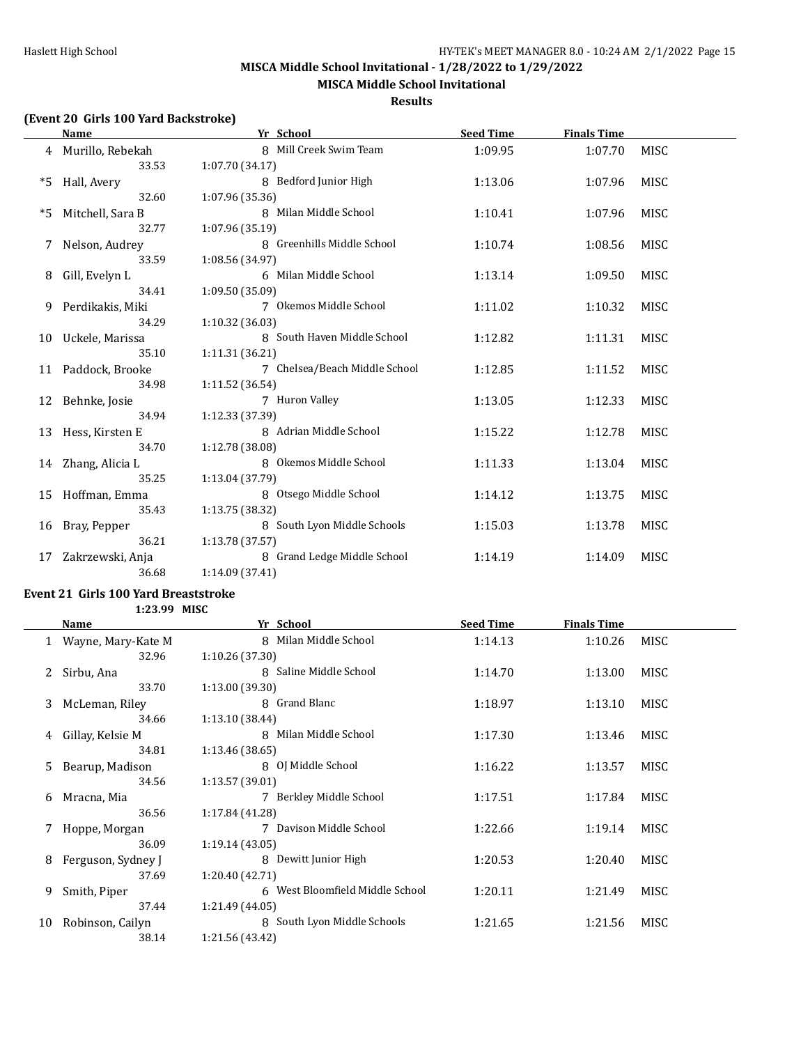## MISCA Middle School Invitational - 1/28/2022 to 1/29/2022

### MISCA Middle School Invitational

### Results

**(Event 20 Girls 100 Yard Backstroke)**

| | Name | Yr | School | Seed Time | Finals Time | |
|---|---|---|---|---|---|---|
| 4 | Murillo, Rebekah | 8 | Mill Creek Swim Team | 1:09.95 | 1:07.70 | MISC |
| | 33.53 | 1:07.70 (34.17) | | | | |
| *5 | Hall, Avery | 8 | Bedford Junior High | 1:13.06 | 1:07.96 | MISC |
| | 32.60 | 1:07.96 (35.36) | | | | |
| *5 | Mitchell, Sara B | 8 | Milan Middle School | 1:10.41 | 1:07.96 | MISC |
| | 32.77 | 1:07.96 (35.19) | | | | |
| 7 | Nelson, Audrey | 8 | Greenhills Middle School | 1:10.74 | 1:08.56 | MISC |
| | 33.59 | 1:08.56 (34.97) | | | | |
| 8 | Gill, Evelyn L | 6 | Milan Middle School | 1:13.14 | 1:09.50 | MISC |
| | 34.41 | 1:09.50 (35.09) | | | | |
| 9 | Perdikakis, Miki | 7 | Okemos Middle School | 1:11.02 | 1:10.32 | MISC |
| | 34.29 | 1:10.32 (36.03) | | | | |
| 10 | Uckele, Marissa | 8 | South Haven Middle School | 1:12.82 | 1:11.31 | MISC |
| | 35.10 | 1:11.31 (36.21) | | | | |
| 11 | Paddock, Brooke | 7 | Chelsea/Beach Middle School | 1:12.85 | 1:11.52 | MISC |
| | 34.98 | 1:11.52 (36.54) | | | | |
| 12 | Behnke, Josie | 7 | Huron Valley | 1:13.05 | 1:12.33 | MISC |
| | 34.94 | 1:12.33 (37.39) | | | | |
| 13 | Hess, Kirsten E | 8 | Adrian Middle School | 1:15.22 | 1:12.78 | MISC |
| | 34.70 | 1:12.78 (38.08) | | | | |
| 14 | Zhang, Alicia L | 8 | Okemos Middle School | 1:11.33 | 1:13.04 | MISC |
| | 35.25 | 1:13.04 (37.79) | | | | |
| 15 | Hoffman, Emma | 8 | Otsego Middle School | 1:14.12 | 1:13.75 | MISC |
| | 35.43 | 1:13.75 (38.32) | | | | |
| 16 | Bray, Pepper | 8 | South Lyon Middle Schools | 1:15.03 | 1:13.78 | MISC |
| | 36.21 | 1:13.78 (37.57) | | | | |
| 17 | Zakrzewski, Anja | 8 | Grand Ledge Middle School | 1:14.19 | 1:14.09 | MISC |
| | 36.68 | 1:14.09 (37.41) | | | | |

**Event 21 Girls 100 Yard Breaststroke**

1:23.99 MISC

| | Name | Yr | School | Seed Time | Finals Time | |
|---|---|---|---|---|---|---|
| 1 | Wayne, Mary-Kate M | 8 | Milan Middle School | 1:14.13 | 1:10.26 | MISC |
| | 32.96 | 1:10.26 (37.30) | | | | |
| 2 | Sirbu, Ana | 8 | Saline Middle School | 1:14.70 | 1:13.00 | MISC |
| | 33.70 | 1:13.00 (39.30) | | | | |
| 3 | McLeman, Riley | 8 | Grand Blanc | 1:18.97 | 1:13.10 | MISC |
| | 34.66 | 1:13.10 (38.44) | | | | |
| 4 | Gillay, Kelsie M | 8 | Milan Middle School | 1:17.30 | 1:13.46 | MISC |
| | 34.81 | 1:13.46 (38.65) | | | | |
| 5 | Bearup, Madison | 8 | OJ Middle School | 1:16.22 | 1:13.57 | MISC |
| | 34.56 | 1:13.57 (39.01) | | | | |
| 6 | Mracna, Mia | 7 | Berkley Middle School | 1:17.51 | 1:17.84 | MISC |
| | 36.56 | 1:17.84 (41.28) | | | | |
| 7 | Hoppe, Morgan | 7 | Davison Middle School | 1:22.66 | 1:19.14 | MISC |
| | 36.09 | 1:19.14 (43.05) | | | | |
| 8 | Ferguson, Sydney J | 8 | Dewitt Junior High | 1:20.53 | 1:20.40 | MISC |
| | 37.69 | 1:20.40 (42.71) | | | | |
| 9 | Smith, Piper | 6 | West Bloomfield Middle School | 1:20.11 | 1:21.49 | MISC |
| | 37.44 | 1:21.49 (44.05) | | | | |
| 10 | Robinson, Cailyn | 8 | South Lyon Middle Schools | 1:21.65 | 1:21.56 | MISC |
| | 38.14 | 1:21.56 (43.42) | | | | |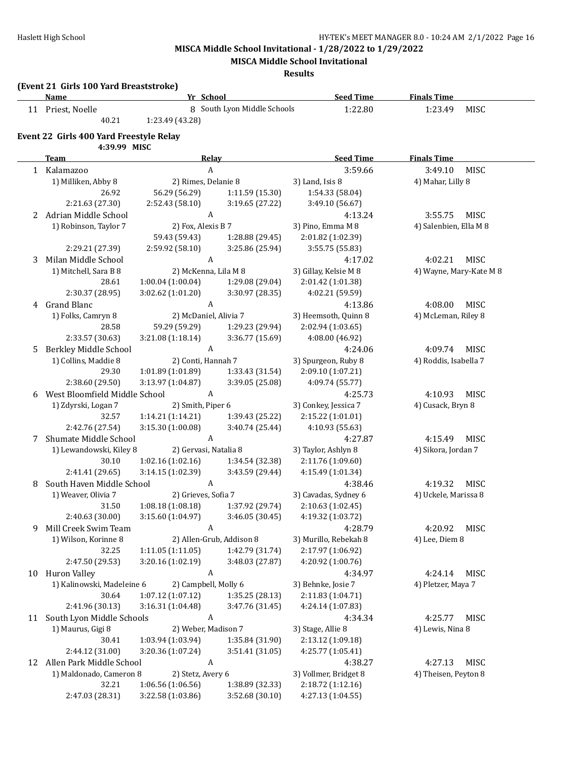**MISCA Middle School Invitational - 1/28/2022 to 1/29/2022**

**MISCA Middle School Invitational**

**Results**

### (Event 21 Girls 100 Yard Breaststroke)

| | Name | Yr | School | Seed Time | Finals Time | |
|---|---|---|---|---|---|---|
| 11 | Priest, Noelle | 8 | South Lyon Middle Schools | 1:22.80 | 1:23.49 | MISC |
| | 40.21 | 1:23.49 (43.28) | | | | |

### Event 22 Girls 400 Yard Freestyle Relay

4:39.99 MISC

| | Team | Relay | | Seed Time | Finals Time | |
|---|---|---|---|---|---|---|
| 1 | Kalamazoo | A | | 3:59.66 | 3:49.10 | MISC |
| | 1) Milliken, Abby 8 | 2) Rimes, Delanie 8 | | 3) Land, Isis 8 | 4) Mahar, Lilly 8 | |
| | 26.92 | 56.29 (56.29) | 1:11.59 (15.30) | 1:54.33 (58.04) | | |
| | 2:21.63 (27.30) | 2:52.43 (58.10) | 3:19.65 (27.22) | 3:49.10 (56.67) | | |
| 2 | Adrian Middle School | A | | 4:13.24 | 3:55.75 | MISC |
| | 1) Robinson, Taylor 7 | 2) Fox, Alexis B 7 | | 3) Pino, Emma M 8 | 4) Salenbien, Ella M 8 | |
| | | 59.43 (59.43) | 1:28.88 (29.45) | 2:01.82 (1:02.39) | | |
| | 2:29.21 (27.39) | 2:59.92 (58.10) | 3:25.86 (25.94) | 3:55.75 (55.83) | | |
| 3 | Milan Middle School | A | | 4:17.02 | 4:02.21 | MISC |
| | 1) Mitchell, Sara B 8 | 2) McKenna, Lila M 8 | | 3) Gillay, Kelsie M 8 | 4) Wayne, Mary-Kate M 8 | |
| | 28.61 | 1:00.04 (1:00.04) | 1:29.08 (29.04) | 2:01.42 (1:01.38) | | |
| | 2:30.37 (28.95) | 3:02.62 (1:01.20) | 3:30.97 (28.35) | 4:02.21 (59.59) | | |
| 4 | Grand Blanc | A | | 4:13.86 | 4:08.00 | MISC |
| | 1) Folks, Camryn 8 | 2) McDaniel, Alivia 7 | | 3) Heemsoth, Quinn 8 | 4) McLeman, Riley 8 | |
| | 28.58 | 59.29 (59.29) | 1:29.23 (29.94) | 2:02.94 (1:03.65) | | |
| | 2:33.57 (30.63) | 3:21.08 (1:18.14) | 3:36.77 (15.69) | 4:08.00 (46.92) | | |
| 5 | Berkley Middle School | A | | 4:24.06 | 4:09.74 | MISC |
| | 1) Collins, Maddie 8 | 2) Conti, Hannah 7 | | 3) Spurgeon, Ruby 8 | 4) Roddis, Isabella 7 | |
| | 29.30 | 1:01.89 (1:01.89) | 1:33.43 (31.54) | 2:09.10 (1:07.21) | | |
| | 2:38.60 (29.50) | 3:13.97 (1:04.87) | 3:39.05 (25.08) | 4:09.74 (55.77) | | |
| 6 | West Bloomfield Middle School | A | | 4:25.73 | 4:10.93 | MISC |
| | 1) Zdyrski, Logan 7 | 2) Smith, Piper 6 | | 3) Conkey, Jessica 7 | 4) Cusack, Bryn 8 | |
| | 32.57 | 1:14.21 (1:14.21) | 1:39.43 (25.22) | 2:15.22 (1:01.01) | | |
| | 2:42.76 (27.54) | 3:15.30 (1:00.08) | 3:40.74 (25.44) | 4:10.93 (55.63) | | |
| 7 | Shumate Middle School | A | | 4:27.87 | 4:15.49 | MISC |
| | 1) Lewandowski, Kiley 8 | 2) Gervasi, Natalia 8 | | 3) Taylor, Ashlyn 8 | 4) Sikora, Jordan 7 | |
| | 30.10 | 1:02.16 (1:02.16) | 1:34.54 (32.38) | 2:11.76 (1:09.60) | | |
| | 2:41.41 (29.65) | 3:14.15 (1:02.39) | 3:43.59 (29.44) | 4:15.49 (1:01.34) | | |
| 8 | South Haven Middle School | A | | 4:38.46 | 4:19.32 | MISC |
| | 1) Weaver, Olivia 7 | 2) Grieves, Sofia 7 | | 3) Cavadas, Sydney 6 | 4) Uckele, Marissa 8 | |
| | 31.50 | 1:08.18 (1:08.18) | 1:37.92 (29.74) | 2:10.63 (1:02.45) | | |
| | 2:40.63 (30.00) | 3:15.60 (1:04.97) | 3:46.05 (30.45) | 4:19.32 (1:03.72) | | |
| 9 | Mill Creek Swim Team | A | | 4:28.79 | 4:20.92 | MISC |
| | 1) Wilson, Korinne 8 | 2) Allen-Grub, Addison 8 | | 3) Murillo, Rebekah 8 | 4) Lee, Diem 8 | |
| | 32.25 | 1:11.05 (1:11.05) | 1:42.79 (31.74) | 2:17.97 (1:06.92) | | |
| | 2:47.50 (29.53) | 3:20.16 (1:02.19) | 3:48.03 (27.87) | 4:20.92 (1:00.76) | | |
| 10 | Huron Valley | A | | 4:34.97 | 4:24.14 | MISC |
| | 1) Kalinowski, Madeleine 6 | 2) Campbell, Molly 6 | | 3) Behnke, Josie 7 | 4) Pletzer, Maya 7 | |
| | 30.64 | 1:07.12 (1:07.12) | 1:35.25 (28.13) | 2:11.83 (1:04.71) | | |
| | 2:41.96 (30.13) | 3:16.31 (1:04.48) | 3:47.76 (31.45) | 4:24.14 (1:07.83) | | |
| 11 | South Lyon Middle Schools | A | | 4:34.34 | 4:25.77 | MISC |
| | 1) Maurus, Gigi 8 | 2) Weber, Madison 7 | | 3) Stage, Allie 8 | 4) Lewis, Nina 8 | |
| | 30.41 | 1:03.94 (1:03.94) | 1:35.84 (31.90) | 2:13.12 (1:09.18) | | |
| | 2:44.12 (31.00) | 3:20.36 (1:07.24) | 3:51.41 (31.05) | 4:25.77 (1:05.41) | | |
| 12 | Allen Park Middle School | A | | 4:38.27 | 4:27.13 | MISC |
| | 1) Maldonado, Cameron 8 | 2) Stetz, Avery 6 | | 3) Vollmer, Bridget 8 | 4) Theisen, Peyton 8 | |
| | 32.21 | 1:06.56 (1:06.56) | 1:38.89 (32.33) | 2:18.72 (1:12.16) | | |
| | 2:47.03 (28.31) | 3:22.58 (1:03.86) | 3:52.68 (30.10) | 4:27.13 (1:04.55) | | |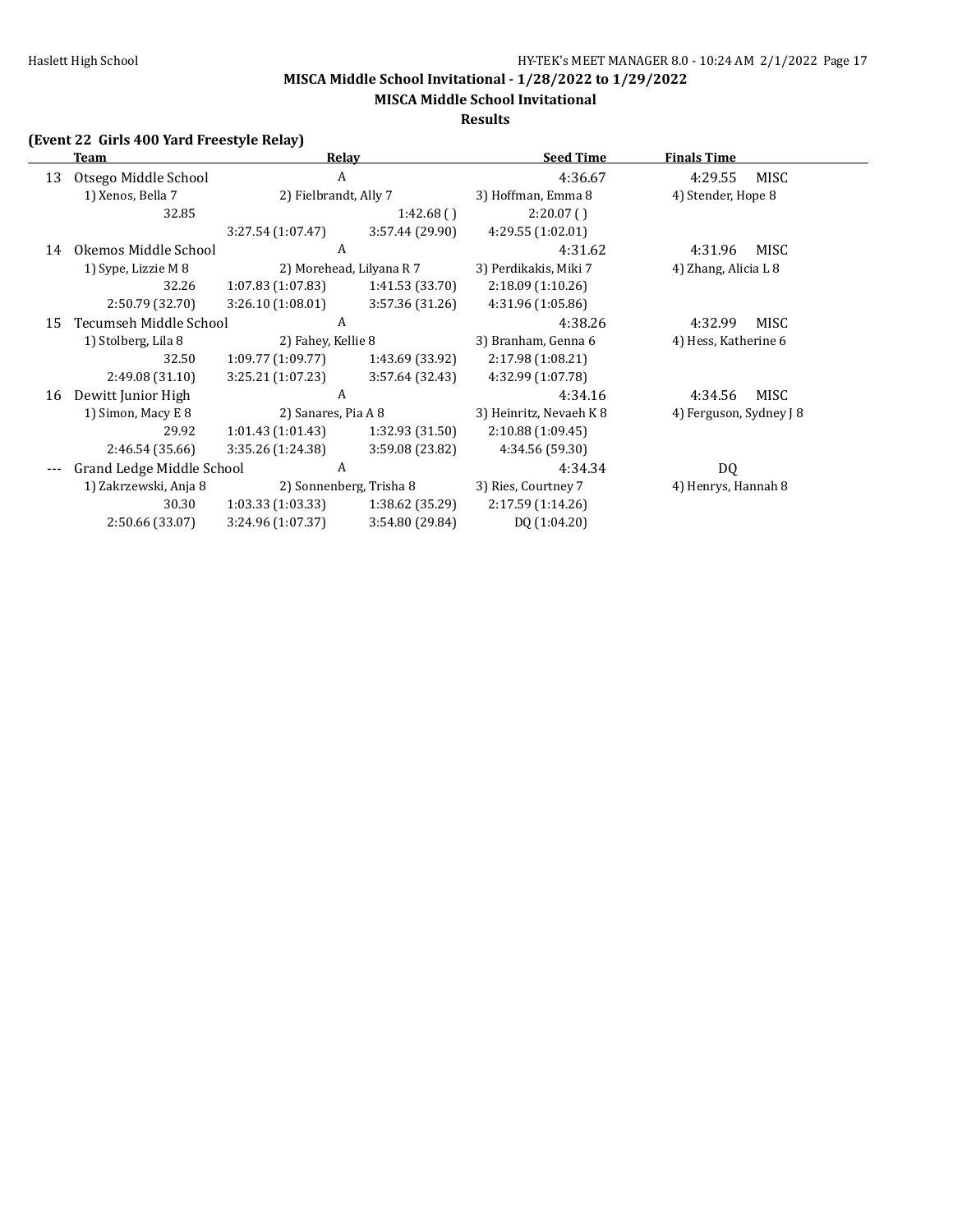## MISCA Middle School Invitational - 1/28/2022 to 1/29/2022

### MISCA Middle School Invitational

### Results

**(Event 22 Girls 400 Yard Freestyle Relay)**

| | Team | Relay | | Seed Time | Finals Time |
|---|---|---|---|---|---|
| 13 | Otsego Middle School | A | | 4:36.67 | 4:29.55 MISC |
| | 1) Xenos, Bella 7 | 2) Fielbrandt, Ally 7 | | 3) Hoffman, Emma 8 | 4) Stender, Hope 8 |
| | 32.85 | | 1:42.68 ( ) | 2:20.07 ( ) | |
| | | 3:27.54 (1:07.47) | 3:57.44 (29.90) | 4:29.55 (1:02.01) | |
| 14 | Okemos Middle School | A | | 4:31.62 | 4:31.96 MISC |
| | 1) Sype, Lizzie M 8 | 2) Morehead, Lilyana R 7 | | 3) Perdikakis, Miki 7 | 4) Zhang, Alicia L 8 |
| | 32.26 | 1:07.83 (1:07.83) | 1:41.53 (33.70) | 2:18.09 (1:10.26) | |
| | 2:50.79 (32.70) | 3:26.10 (1:08.01) | 3:57.36 (31.26) | 4:31.96 (1:05.86) | |
| 15 | Tecumseh Middle School | A | | 4:38.26 | 4:32.99 MISC |
| | 1) Stolberg, Lila 8 | 2) Fahey, Kellie 8 | | 3) Branham, Genna 6 | 4) Hess, Katherine 6 |
| | 32.50 | 1:09.77 (1:09.77) | 1:43.69 (33.92) | 2:17.98 (1:08.21) | |
| | 2:49.08 (31.10) | 3:25.21 (1:07.23) | 3:57.64 (32.43) | 4:32.99 (1:07.78) | |
| 16 | Dewitt Junior High | A | | 4:34.16 | 4:34.56 MISC |
| | 1) Simon, Macy E 8 | 2) Sanares, Pia A 8 | | 3) Heinritz, Nevaeh K 8 | 4) Ferguson, Sydney J 8 |
| | 29.92 | 1:01.43 (1:01.43) | 1:32.93 (31.50) | 2:10.88 (1:09.45) | |
| | 2:46.54 (35.66) | 3:35.26 (1:24.38) | 3:59.08 (23.82) | 4:34.56 (59.30) | |
| --- | Grand Ledge Middle School | A | | 4:34.34 | DQ |
| | 1) Zakrzewski, Anja 8 | 2) Sonnenberg, Trisha 8 | | 3) Ries, Courtney 7 | 4) Henrys, Hannah 8 |
| | 30.30 | 1:03.33 (1:03.33) | 1:38.62 (35.29) | 2:17.59 (1:14.26) | |
| | 2:50.66 (33.07) | 3:24.96 (1:07.37) | 3:54.80 (29.84) | DQ (1:04.20) | |